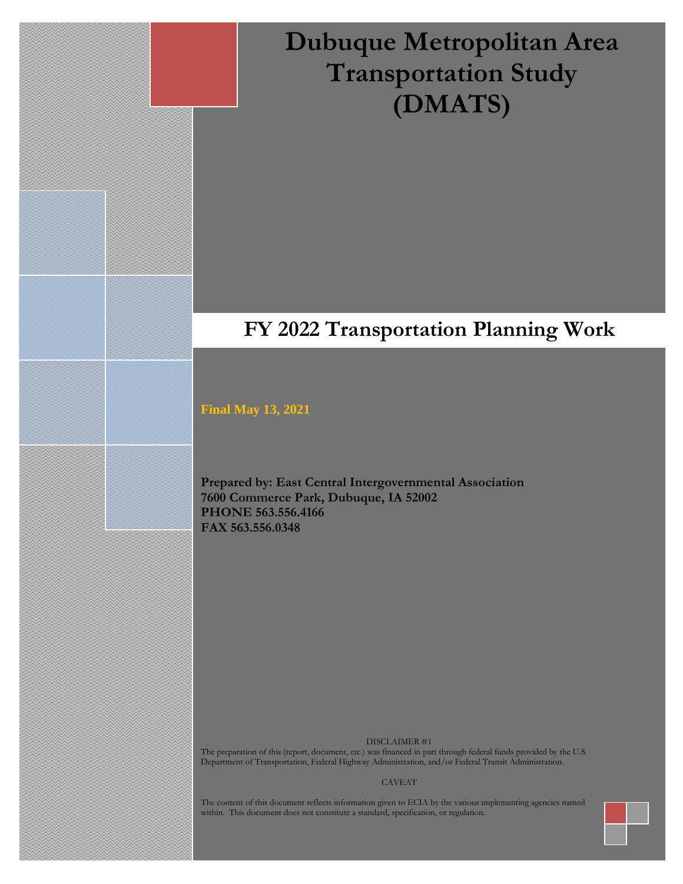# Dubuque Metropolitan Area Transportation Study (DMATS)

## FY 2022 Transportation Planning Work

**Final May 13, 2021**

**Prepared by: East Central Intergovernmental Association**
**7600 Commerce Park, Dubuque, IA 52002**
**PHONE 563.556.4166**
**FAX 563.556.0348**

DISCLAIMER #1

The preparation of this (report, document, etc.) was financed in part through federal funds provided by the U.S. Department of Transportation, Federal Highway Administration, and/or Federal Transit Administration.

CAVEAT

The content of this document reflects information given to ECIA by the various implementing agencies named within. This document does not constitute a standard, specification, or regulation.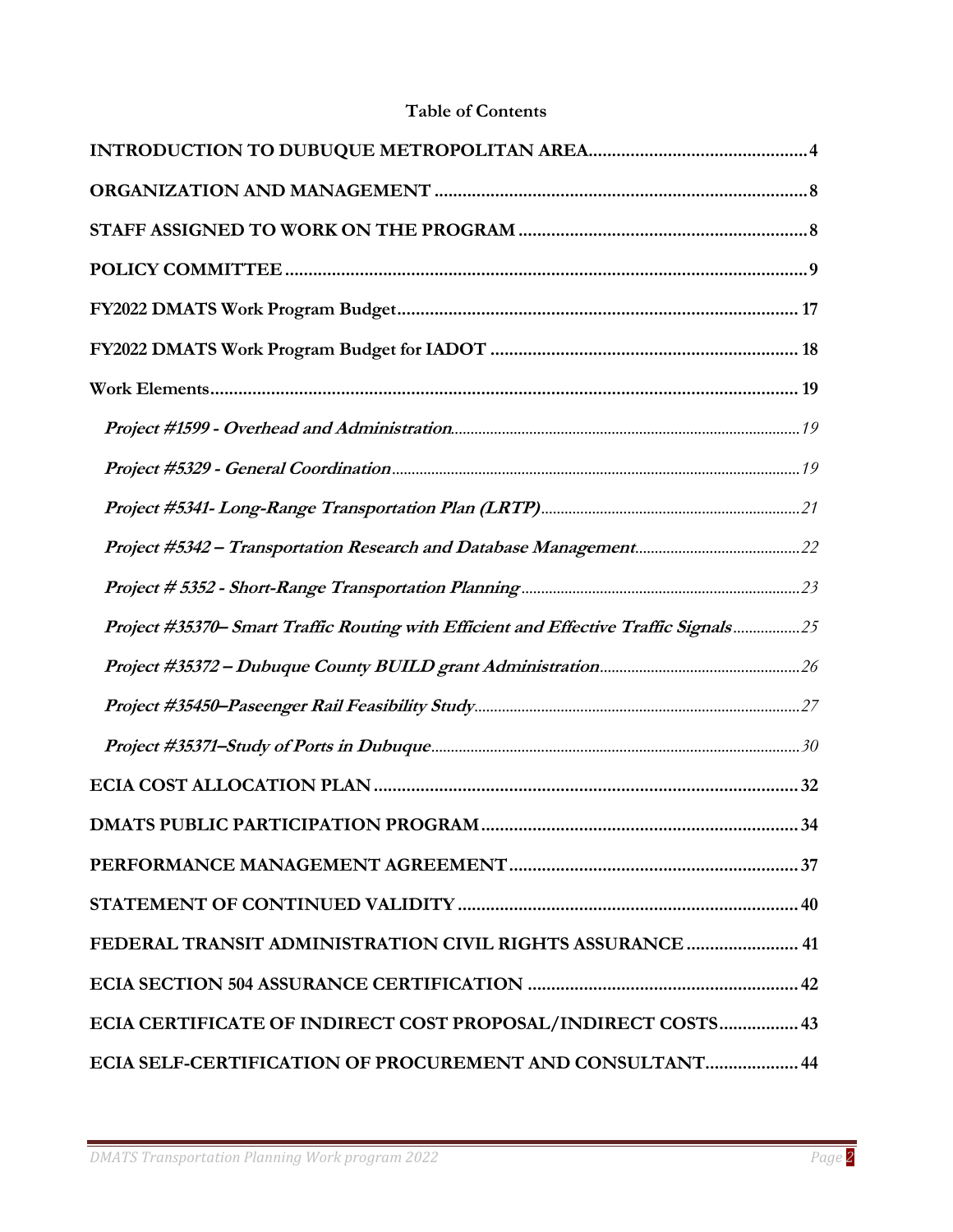**Table of Contents**

| | |
|---|---|
| **INTRODUCTION TO DUBUQUE METROPOLITAN AREA** | **4** |
| **ORGANIZATION AND MANAGEMENT** | **8** |
| **STAFF ASSIGNED TO WORK ON THE PROGRAM** | **8** |
| **POLICY COMMITTEE** | **9** |
| **FY2022 DMATS Work Program Budget** | **17** |
| **FY2022 DMATS Work Program Budget for IADOT** | **18** |
| **Work Elements** | **19** |
| ***Project #1599 - Overhead and Administration*** | *19* |
| ***Project #5329 - General Coordination*** | *19* |
| ***Project #5341- Long-Range Transportation Plan (LRTP)*** | *21* |
| ***Project #5342 – Transportation Research and Database Management*** | *22* |
| ***Project # 5352 - Short-Range Transportation Planning*** | *23* |
| ***Project #35370– Smart Traffic Routing with Efficient and Effective Traffic Signals*** | *25* |
| ***Project #35372 – Dubuque County BUILD grant Administration*** | *26* |
| ***Project #35450–Paseenger Rail Feasibility Study*** | *27* |
| ***Project #35371–Study of Ports in Dubuque*** | *30* |
| **ECIA COST ALLOCATION PLAN** | **32** |
| **DMATS PUBLIC PARTICIPATION PROGRAM** | **34** |
| **PERFORMANCE MANAGEMENT AGREEMENT** | **37** |
| **STATEMENT OF CONTINUED VALIDITY** | **40** |
| **FEDERAL TRANSIT ADMINISTRATION CIVIL RIGHTS ASSURANCE** | **41** |
| **ECIA SECTION 504 ASSURANCE CERTIFICATION** | **42** |
| **ECIA CERTIFICATE OF INDIRECT COST PROPOSAL/INDIRECT COSTS** | **43** |
| **ECIA SELF-CERTIFICATION OF PROCUREMENT AND CONSULTANT** | **44** |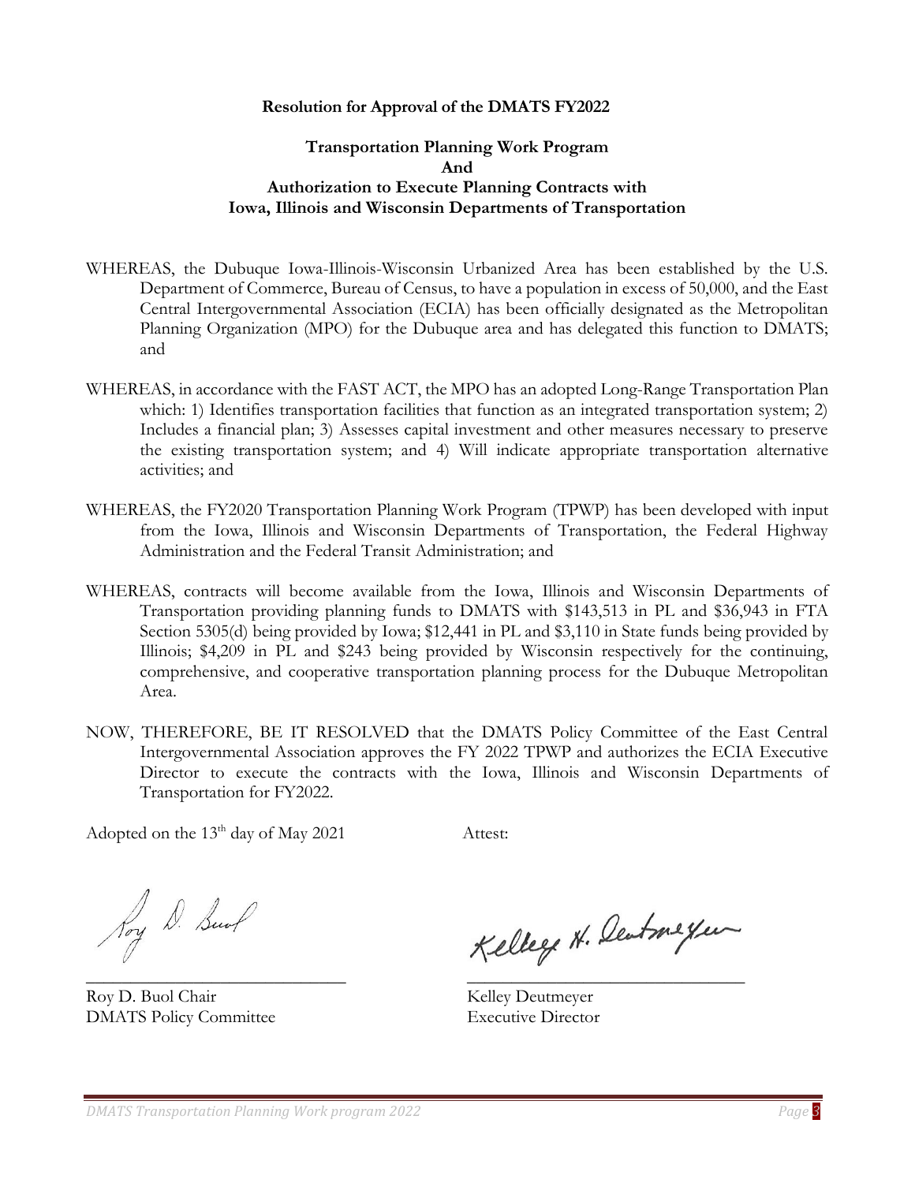**Resolution for Approval of the DMATS FY2022**

**Transportation Planning Work Program**
**And**
**Authorization to Execute Planning Contracts with**
**Iowa, Illinois and Wisconsin Departments of Transportation**

WHEREAS, the Dubuque Iowa-Illinois-Wisconsin Urbanized Area has been established by the U.S. Department of Commerce, Bureau of Census, to have a population in excess of 50,000, and the East Central Intergovernmental Association (ECIA) has been officially designated as the Metropolitan Planning Organization (MPO) for the Dubuque area and has delegated this function to DMATS; and

WHEREAS, in accordance with the FAST ACT, the MPO has an adopted Long-Range Transportation Plan which: 1) Identifies transportation facilities that function as an integrated transportation system; 2) Includes a financial plan; 3) Assesses capital investment and other measures necessary to preserve the existing transportation system; and 4) Will indicate appropriate transportation alternative activities; and

WHEREAS, the FY2020 Transportation Planning Work Program (TPWP) has been developed with input from the Iowa, Illinois and Wisconsin Departments of Transportation, the Federal Highway Administration and the Federal Transit Administration; and

WHEREAS, contracts will become available from the Iowa, Illinois and Wisconsin Departments of Transportation providing planning funds to DMATS with $143,513 in PL and $36,943 in FTA Section 5305(d) being provided by Iowa; $12,441 in PL and $3,110 in State funds being provided by Illinois; $4,209 in PL and $243 being provided by Wisconsin respectively for the continuing, comprehensive, and cooperative transportation planning process for the Dubuque Metropolitan Area.

NOW, THEREFORE, BE IT RESOLVED that the DMATS Policy Committee of the East Central Intergovernmental Association approves the FY 2022 TPWP and authorizes the ECIA Executive Director to execute the contracts with the Iowa, Illinois and Wisconsin Departments of Transportation for FY2022.

Adopted on the 13th day of May 2021 Attest:

Roy D. Buol Chair
DMATS Policy Committee

Kelley Deutmeyer
Executive Director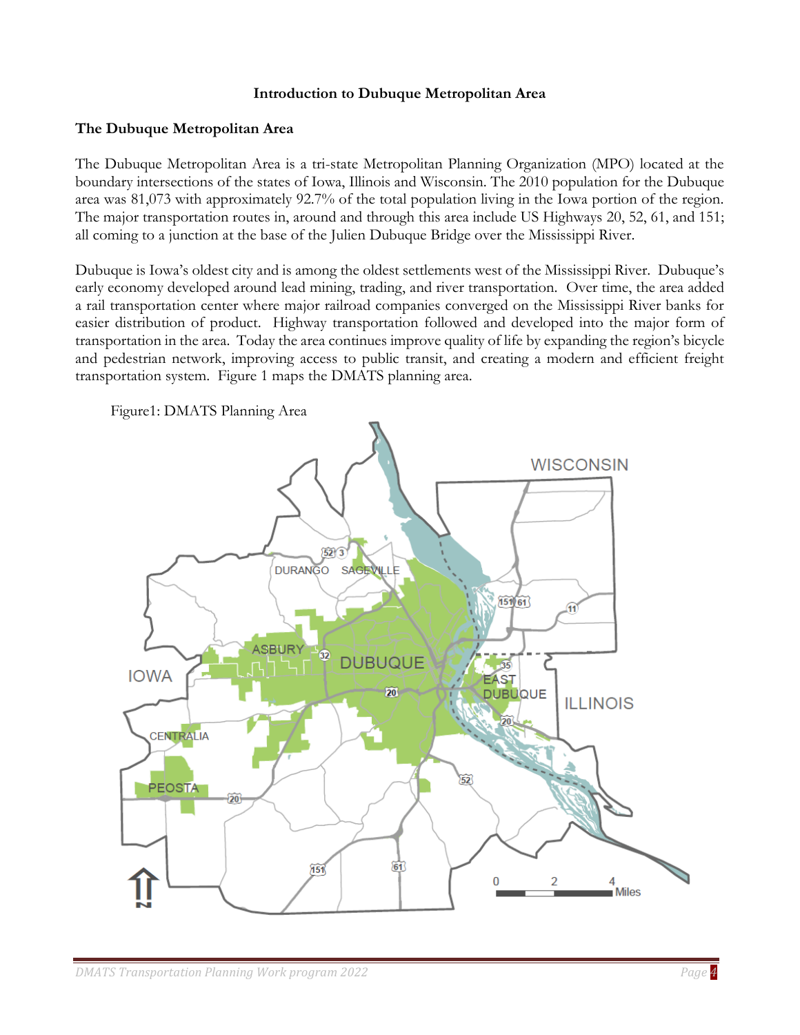### Introduction to Dubuque Metropolitan Area

**The Dubuque Metropolitan Area**

The Dubuque Metropolitan Area is a tri-state Metropolitan Planning Organization (MPO) located at the boundary intersections of the states of Iowa, Illinois and Wisconsin. The 2010 population for the Dubuque area was 81,073 with approximately 92.7% of the total population living in the Iowa portion of the region. The major transportation routes in, around and through this area include US Highways 20, 52, 61, and 151; all coming to a junction at the base of the Julien Dubuque Bridge over the Mississippi River.

Dubuque is Iowa's oldest city and is among the oldest settlements west of the Mississippi River. Dubuque's early economy developed around lead mining, trading, and river transportation. Over time, the area added a rail transportation center where major railroad companies converged on the Mississippi River banks for easier distribution of product. Highway transportation followed and developed into the major form of transportation in the area. Today the area continues improve quality of life by expanding the region's bicycle and pedestrian network, improving access to public transit, and creating a modern and efficient freight transportation system. Figure 1 maps the DMATS planning area.

Figure1: DMATS Planning Area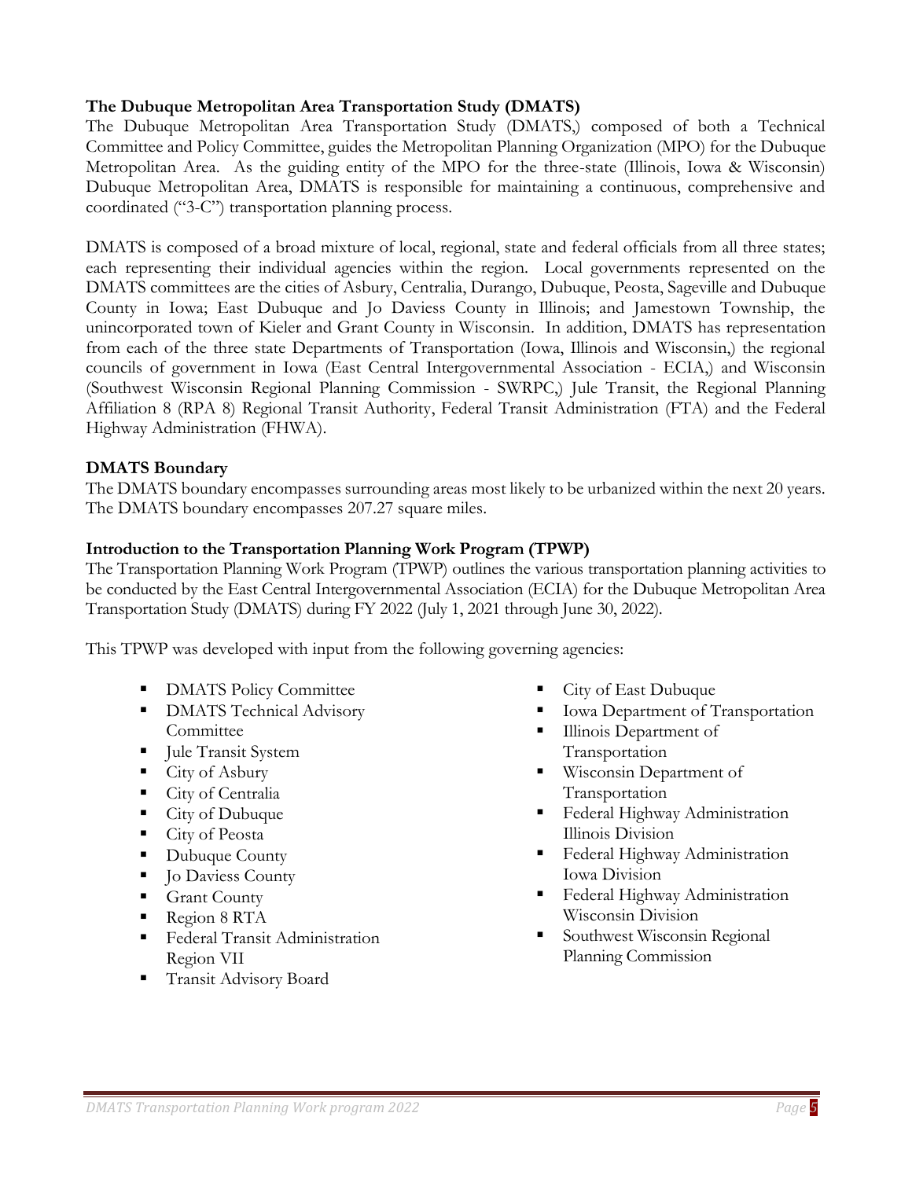**The Dubuque Metropolitan Area Transportation Study (DMATS)**

The Dubuque Metropolitan Area Transportation Study (DMATS,) composed of both a Technical Committee and Policy Committee, guides the Metropolitan Planning Organization (MPO) for the Dubuque Metropolitan Area. As the guiding entity of the MPO for the three-state (Illinois, Iowa & Wisconsin) Dubuque Metropolitan Area, DMATS is responsible for maintaining a continuous, comprehensive and coordinated ("3-C") transportation planning process.

DMATS is composed of a broad mixture of local, regional, state and federal officials from all three states; each representing their individual agencies within the region. Local governments represented on the DMATS committees are the cities of Asbury, Centralia, Durango, Dubuque, Peosta, Sageville and Dubuque County in Iowa; East Dubuque and Jo Daviess County in Illinois; and Jamestown Township, the unincorporated town of Kieler and Grant County in Wisconsin. In addition, DMATS has representation from each of the three state Departments of Transportation (Iowa, Illinois and Wisconsin,) the regional councils of government in Iowa (East Central Intergovernmental Association - ECIA,) and Wisconsin (Southwest Wisconsin Regional Planning Commission - SWRPC,) Jule Transit, the Regional Planning Affiliation 8 (RPA 8) Regional Transit Authority, Federal Transit Administration (FTA) and the Federal Highway Administration (FHWA).

**DMATS Boundary**

The DMATS boundary encompasses surrounding areas most likely to be urbanized within the next 20 years. The DMATS boundary encompasses 207.27 square miles.

**Introduction to the Transportation Planning Work Program (TPWP)**

The Transportation Planning Work Program (TPWP) outlines the various transportation planning activities to be conducted by the East Central Intergovernmental Association (ECIA) for the Dubuque Metropolitan Area Transportation Study (DMATS) during FY 2022 (July 1, 2021 through June 30, 2022).

This TPWP was developed with input from the following governing agencies:

- DMATS Policy Committee
- DMATS Technical Advisory Committee
- Jule Transit System
- City of Asbury
- City of Centralia
- City of Dubuque
- City of Peosta
- Dubuque County
- Jo Daviess County
- Grant County
- Region 8 RTA
- Federal Transit Administration Region VII
- Transit Advisory Board
- City of East Dubuque
- Iowa Department of Transportation
- Illinois Department of Transportation
- Wisconsin Department of Transportation
- Federal Highway Administration Illinois Division
- Federal Highway Administration Iowa Division
- Federal Highway Administration Wisconsin Division
- Southwest Wisconsin Regional Planning Commission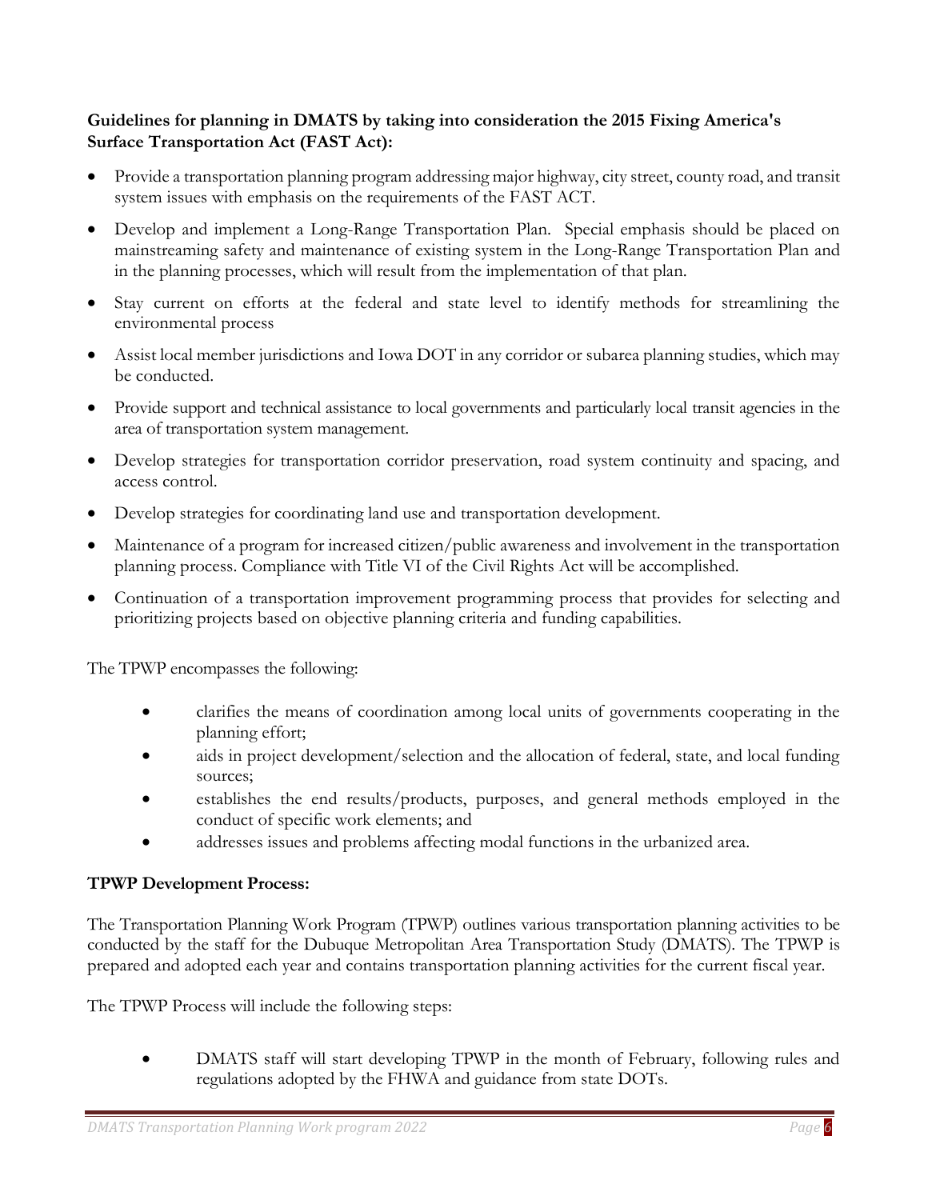**Guidelines for planning in DMATS by taking into consideration the 2015 Fixing America's Surface Transportation Act (FAST Act):**

- Provide a transportation planning program addressing major highway, city street, county road, and transit system issues with emphasis on the requirements of the FAST ACT.
- Develop and implement a Long-Range Transportation Plan. Special emphasis should be placed on mainstreaming safety and maintenance of existing system in the Long-Range Transportation Plan and in the planning processes, which will result from the implementation of that plan.
- Stay current on efforts at the federal and state level to identify methods for streamlining the environmental process
- Assist local member jurisdictions and Iowa DOT in any corridor or subarea planning studies, which may be conducted.
- Provide support and technical assistance to local governments and particularly local transit agencies in the area of transportation system management.
- Develop strategies for transportation corridor preservation, road system continuity and spacing, and access control.
- Develop strategies for coordinating land use and transportation development.
- Maintenance of a program for increased citizen/public awareness and involvement in the transportation planning process. Compliance with Title VI of the Civil Rights Act will be accomplished.
- Continuation of a transportation improvement programming process that provides for selecting and prioritizing projects based on objective planning criteria and funding capabilities.

The TPWP encompasses the following:

- clarifies the means of coordination among local units of governments cooperating in the planning effort;
- aids in project development/selection and the allocation of federal, state, and local funding sources;
- establishes the end results/products, purposes, and general methods employed in the conduct of specific work elements; and
- addresses issues and problems affecting modal functions in the urbanized area.

**TPWP Development Process:**

The Transportation Planning Work Program (TPWP) outlines various transportation planning activities to be conducted by the staff for the Dubuque Metropolitan Area Transportation Study (DMATS). The TPWP is prepared and adopted each year and contains transportation planning activities for the current fiscal year.

The TPWP Process will include the following steps:

- DMATS staff will start developing TPWP in the month of February, following rules and regulations adopted by the FHWA and guidance from state DOTs.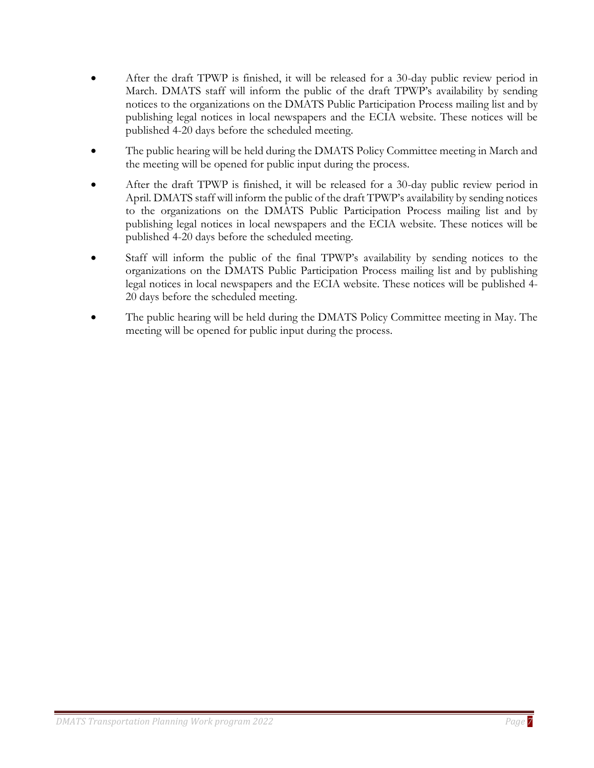- After the draft TPWP is finished, it will be released for a 30-day public review period in March. DMATS staff will inform the public of the draft TPWP's availability by sending notices to the organizations on the DMATS Public Participation Process mailing list and by publishing legal notices in local newspapers and the ECIA website. These notices will be published 4-20 days before the scheduled meeting.
- The public hearing will be held during the DMATS Policy Committee meeting in March and the meeting will be opened for public input during the process.
- After the draft TPWP is finished, it will be released for a 30-day public review period in April. DMATS staff will inform the public of the draft TPWP's availability by sending notices to the organizations on the DMATS Public Participation Process mailing list and by publishing legal notices in local newspapers and the ECIA website. These notices will be published 4-20 days before the scheduled meeting.
- Staff will inform the public of the final TPWP's availability by sending notices to the organizations on the DMATS Public Participation Process mailing list and by publishing legal notices in local newspapers and the ECIA website. These notices will be published 4-20 days before the scheduled meeting.
- The public hearing will be held during the DMATS Policy Committee meeting in May. The meeting will be opened for public input during the process.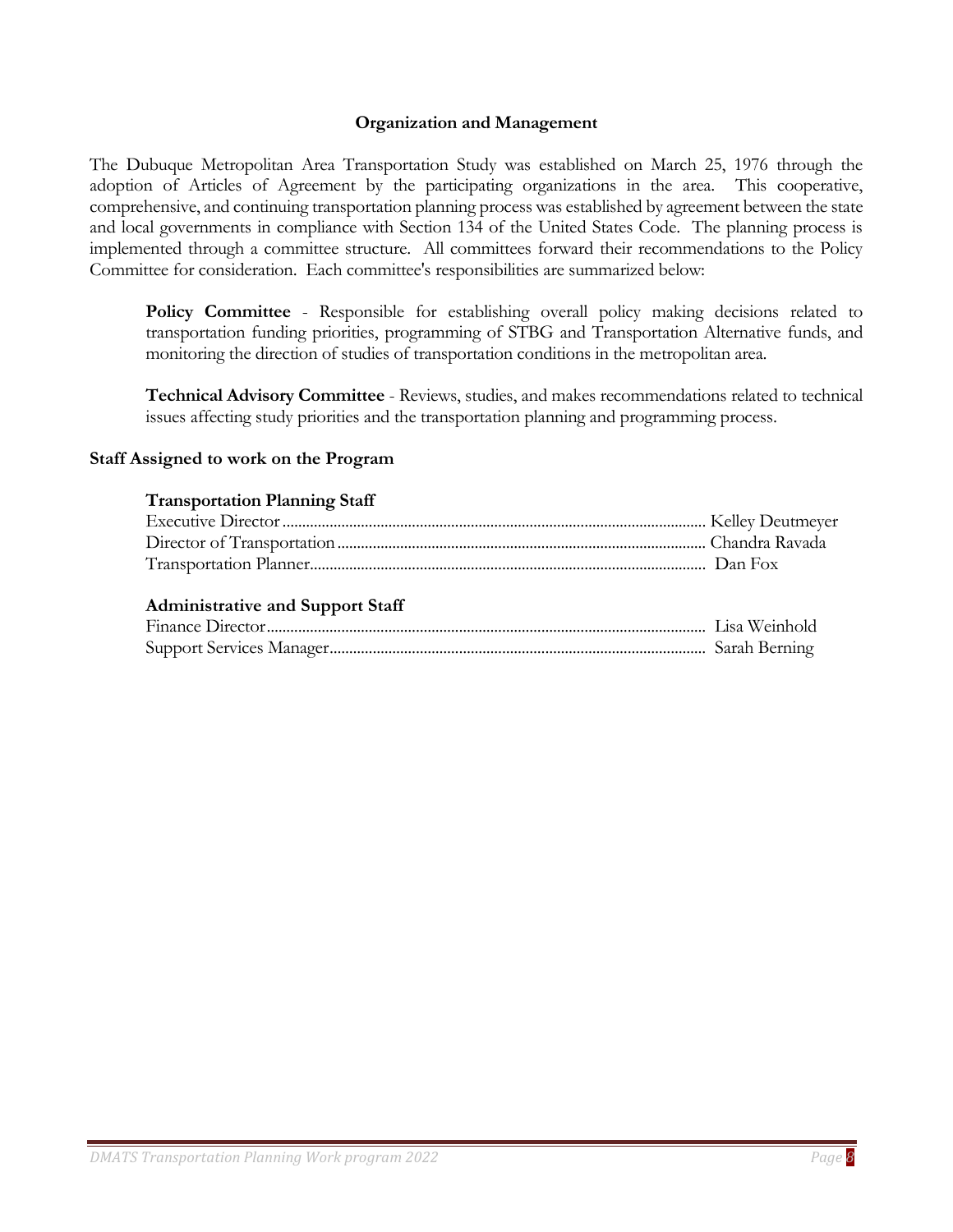## Organization and Management

The Dubuque Metropolitan Area Transportation Study was established on March 25, 1976 through the adoption of Articles of Agreement by the participating organizations in the area. This cooperative, comprehensive, and continuing transportation planning process was established by agreement between the state and local governments in compliance with Section 134 of the United States Code. The planning process is implemented through a committee structure. All committees forward their recommendations to the Policy Committee for consideration. Each committee's responsibilities are summarized below:

**Policy Committee** - Responsible for establishing overall policy making decisions related to transportation funding priorities, programming of STBG and Transportation Alternative funds, and monitoring the direction of studies of transportation conditions in the metropolitan area.

**Technical Advisory Committee** - Reviews, studies, and makes recommendations related to technical issues affecting study priorities and the transportation planning and programming process.

### Staff Assigned to work on the Program

**Transportation Planning Staff**

Executive Director ........................................ Kelley Deutmeyer
Director of Transportation ........................................ Chandra Ravada
Transportation Planner........................................ Dan Fox

**Administrative and Support Staff**

Finance Director........................................ Lisa Weinhold
Support Services Manager........................................ Sarah Berning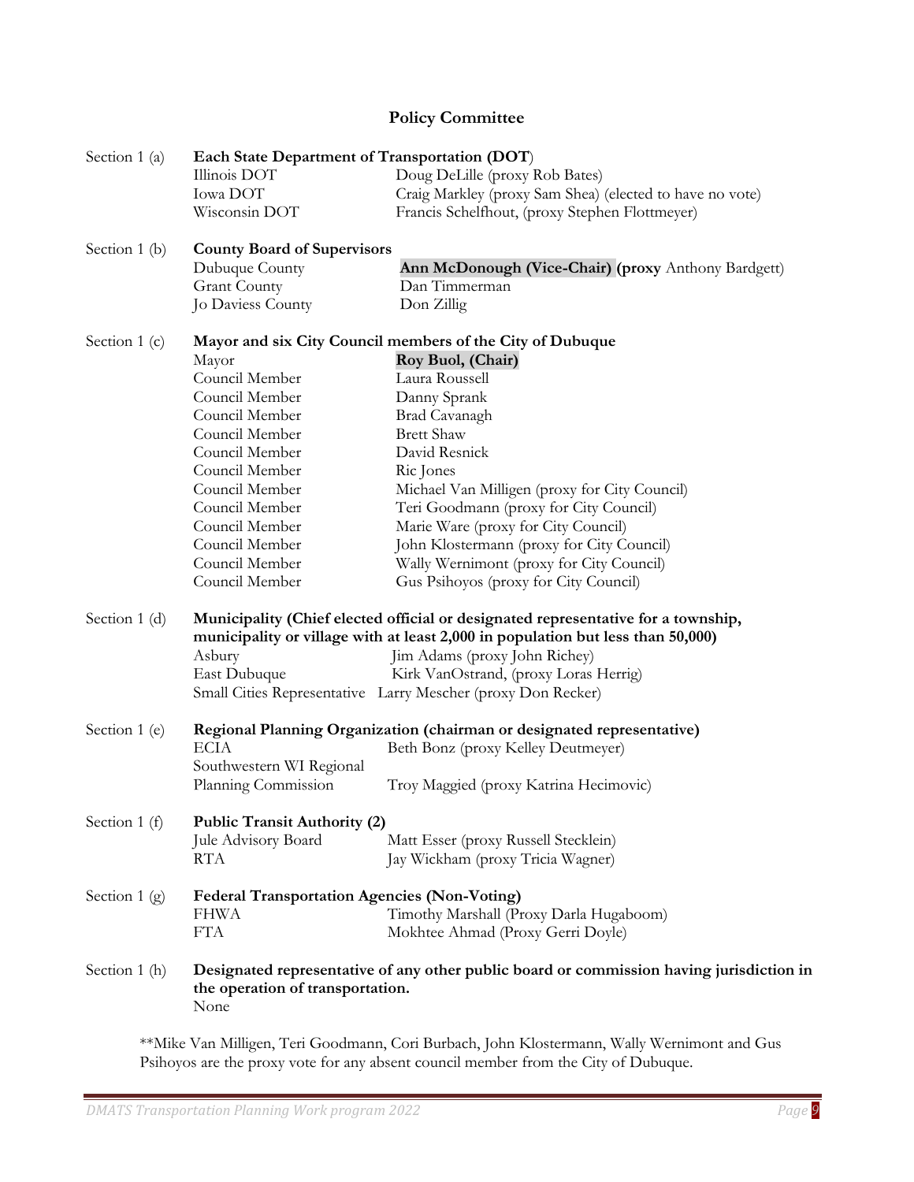## Policy Committee

**Section 1 (a) — Each State Department of Transportation (DOT)**

| | |
|---|---|
| Illinois DOT | Doug DeLille (proxy Rob Bates) |
| Iowa DOT | Craig Markley (proxy Sam Shea) (elected to have no vote) |
| Wisconsin DOT | Francis Schelfhout, (proxy Stephen Flottmeyer) |

**Section 1 (b) — County Board of Supervisors**

| | |
|---|---|
| Dubuque County | **Ann McDonough (Vice-Chair) (proxy** Anthony Bardgett) |
| Grant County | Dan Timmerman |
| Jo Daviess County | Don Zillig |

**Section 1 (c) — Mayor and six City Council members of the City of Dubuque**

| | |
|---|---|
| Mayor | **Roy Buol, (Chair)** |
| Council Member | Laura Roussell |
| Council Member | Danny Sprank |
| Council Member | Brad Cavanagh |
| Council Member | Brett Shaw |
| Council Member | David Resnick |
| Council Member | Ric Jones |
| Council Member | Michael Van Milligen (proxy for City Council) |
| Council Member | Teri Goodmann (proxy for City Council) |
| Council Member | Marie Ware (proxy for City Council) |
| Council Member | John Klostermann (proxy for City Council) |
| Council Member | Wally Wernimont (proxy for City Council) |
| Council Member | Gus Psihoyos (proxy for City Council) |

**Section 1 (d) — Municipality (Chief elected official or designated representative for a township, municipality or village with at least 2,000 in population but less than 50,000)**

| | |
|---|---|
| Asbury | Jim Adams (proxy John Richey) |
| East Dubuque | Kirk VanOstrand, (proxy Loras Herrig) |
| Small Cities Representative | Larry Mescher (proxy Don Recker) |

**Section 1 (e) — Regional Planning Organization (chairman or designated representative)**

| | |
|---|---|
| ECIA | Beth Bonz (proxy Kelley Deutmeyer) |
| Southwestern WI Regional Planning Commission | Troy Maggied (proxy Katrina Hecimovic) |

**Section 1 (f) — Public Transit Authority (2)**

| | |
|---|---|
| Jule Advisory Board | Matt Esser (proxy Russell Stecklein) |
| RTA | Jay Wickham (proxy Tricia Wagner) |

**Section 1 (g) — Federal Transportation Agencies (Non-Voting)**

| | |
|---|---|
| FHWA | Timothy Marshall (Proxy Darla Hugaboom) |
| FTA | Mokhtee Ahmad (Proxy Gerri Doyle) |

**Section 1 (h) — Designated representative of any other public board or commission having jurisdiction in the operation of transportation.**

None

**Mike Van Milligen, Teri Goodmann, Cori Burbach, John Klostermann, Wally Wernimont and Gus Psihoyos are the proxy vote for any absent council member from the City of Dubuque.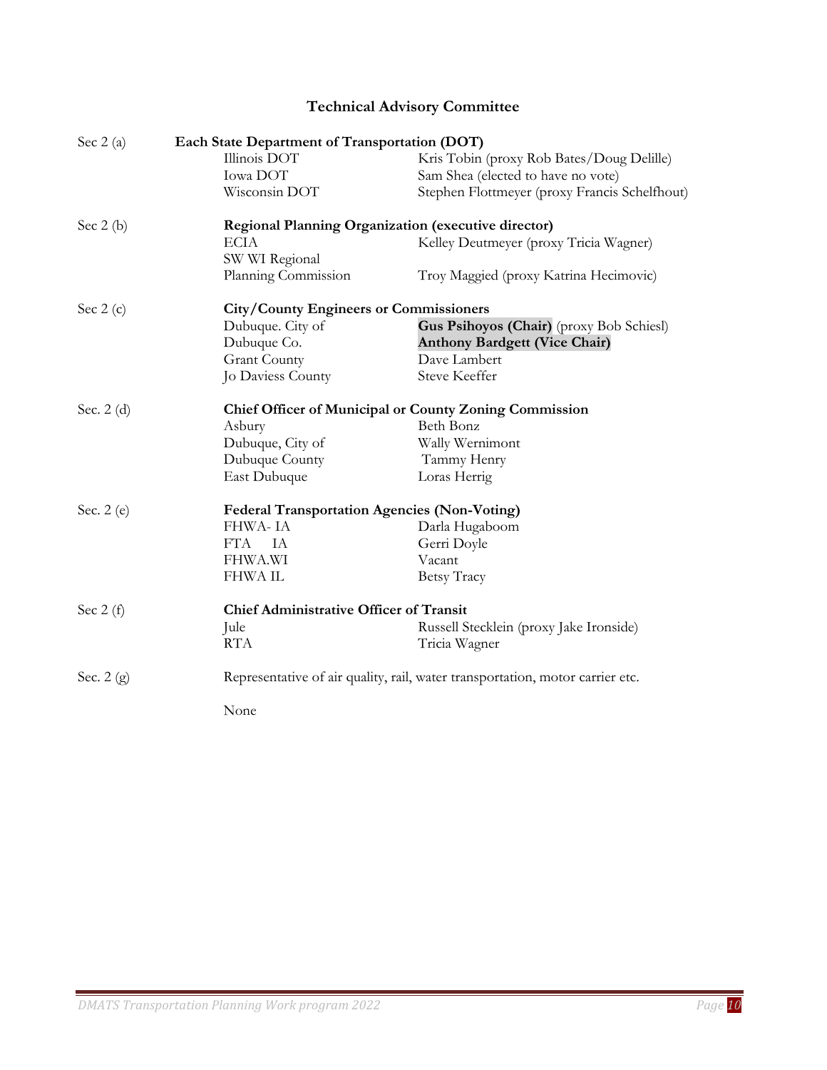## Technical Advisory Committee

| Section | Member | Representative |
|---|---|---|
| Sec 2 (a) | **Each State Department of Transportation (DOT)** | |
| | Illinois DOT | Kris Tobin (proxy Rob Bates/Doug Delille) |
| | Iowa DOT | Sam Shea (elected to have no vote) |
| | Wisconsin DOT | Stephen Flottmeyer (proxy Francis Schelfhout) |
| Sec 2 (b) | **Regional Planning Organization (executive director)** | |
| | ECIA | Kelley Deutmeyer (proxy Tricia Wagner) |
| | SW WI Regional Planning Commission | Troy Maggied (proxy Katrina Hecimovic) |
| Sec 2 (c) | **City/County Engineers or Commissioners** | |
| | Dubuque. City of | **Gus Psihoyos (Chair)** (proxy Bob Schiesl) |
| | Dubuque Co. | **Anthony Bardgett (Vice Chair)** |
| | Grant County | Dave Lambert |
| | Jo Daviess County | Steve Keeffer |
| Sec. 2 (d) | **Chief Officer of Municipal or County Zoning Commission** | |
| | Asbury | Beth Bonz |
| | Dubuque, City of | Wally Wernimont |
| | Dubuque County | Tammy Henry |
| | East Dubuque | Loras Herrig |
| Sec. 2 (e) | **Federal Transportation Agencies (Non-Voting)** | |
| | FHWA- IA | Darla Hugaboom |
| | FTA IA | Gerri Doyle |
| | FHWA.WI | Vacant |
| | FHWA IL | Betsy Tracy |
| Sec 2 (f) | **Chief Administrative Officer of Transit** | |
| | Jule | Russell Stecklein (proxy Jake Ironside) |
| | RTA | Tricia Wagner |
| Sec. 2 (g) | Representative of air quality, rail, water transportation, motor carrier etc. | |
| | None | |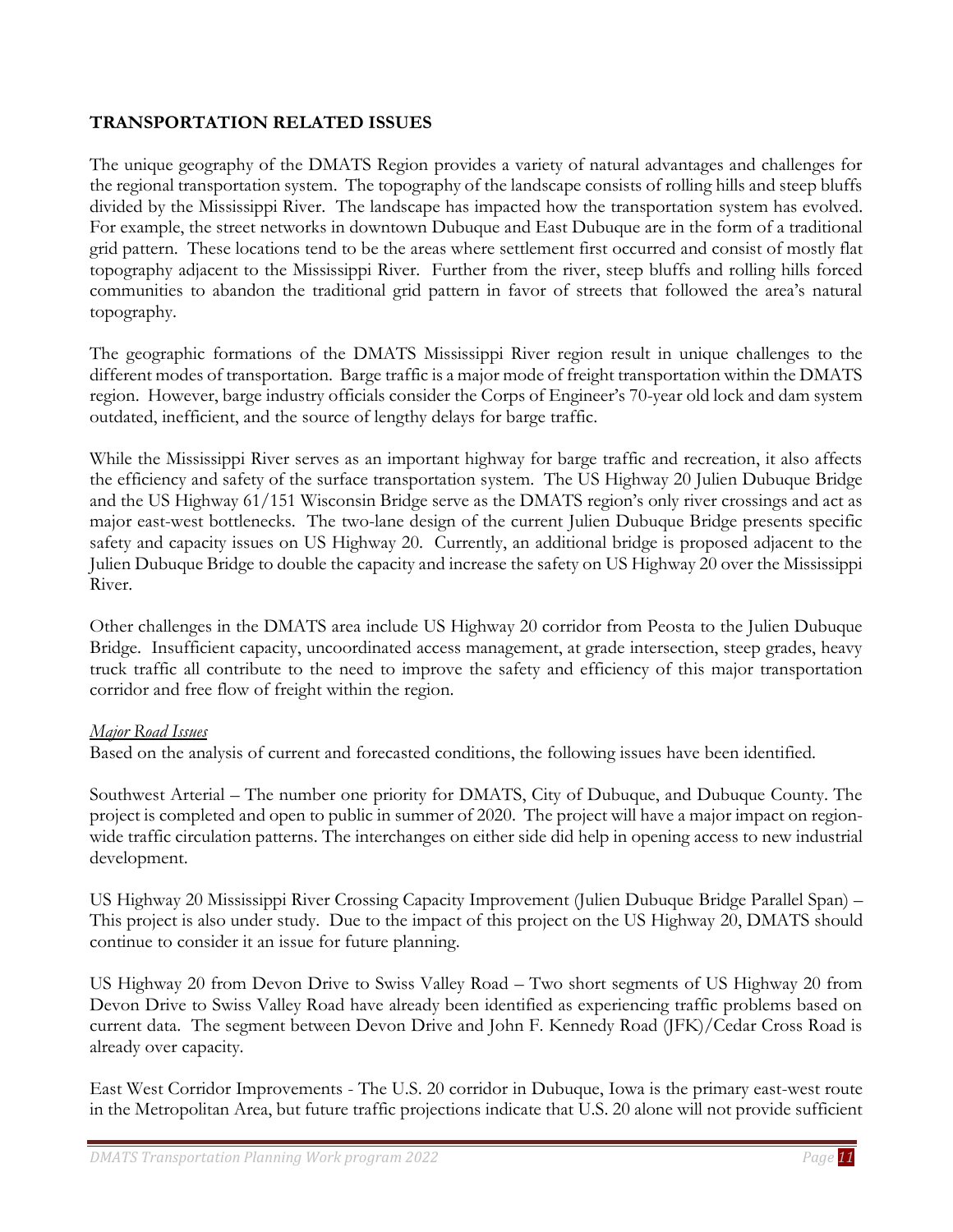## TRANSPORTATION RELATED ISSUES

The unique geography of the DMATS Region provides a variety of natural advantages and challenges for the regional transportation system. The topography of the landscape consists of rolling hills and steep bluffs divided by the Mississippi River. The landscape has impacted how the transportation system has evolved. For example, the street networks in downtown Dubuque and East Dubuque are in the form of a traditional grid pattern. These locations tend to be the areas where settlement first occurred and consist of mostly flat topography adjacent to the Mississippi River. Further from the river, steep bluffs and rolling hills forced communities to abandon the traditional grid pattern in favor of streets that followed the area's natural topography.

The geographic formations of the DMATS Mississippi River region result in unique challenges to the different modes of transportation. Barge traffic is a major mode of freight transportation within the DMATS region. However, barge industry officials consider the Corps of Engineer's 70-year old lock and dam system outdated, inefficient, and the source of lengthy delays for barge traffic.

While the Mississippi River serves as an important highway for barge traffic and recreation, it also affects the efficiency and safety of the surface transportation system. The US Highway 20 Julien Dubuque Bridge and the US Highway 61/151 Wisconsin Bridge serve as the DMATS region's only river crossings and act as major east-west bottlenecks. The two-lane design of the current Julien Dubuque Bridge presents specific safety and capacity issues on US Highway 20. Currently, an additional bridge is proposed adjacent to the Julien Dubuque Bridge to double the capacity and increase the safety on US Highway 20 over the Mississippi River.

Other challenges in the DMATS area include US Highway 20 corridor from Peosta to the Julien Dubuque Bridge. Insufficient capacity, uncoordinated access management, at grade intersection, steep grades, heavy truck traffic all contribute to the need to improve the safety and efficiency of this major transportation corridor and free flow of freight within the region.

*Major Road Issues*

Based on the analysis of current and forecasted conditions, the following issues have been identified.

Southwest Arterial – The number one priority for DMATS, City of Dubuque, and Dubuque County. The project is completed and open to public in summer of 2020. The project will have a major impact on region-wide traffic circulation patterns. The interchanges on either side did help in opening access to new industrial development.

US Highway 20 Mississippi River Crossing Capacity Improvement (Julien Dubuque Bridge Parallel Span) – This project is also under study. Due to the impact of this project on the US Highway 20, DMATS should continue to consider it an issue for future planning.

US Highway 20 from Devon Drive to Swiss Valley Road – Two short segments of US Highway 20 from Devon Drive to Swiss Valley Road have already been identified as experiencing traffic problems based on current data. The segment between Devon Drive and John F. Kennedy Road (JFK)/Cedar Cross Road is already over capacity.

East West Corridor Improvements - The U.S. 20 corridor in Dubuque, Iowa is the primary east-west route in the Metropolitan Area, but future traffic projections indicate that U.S. 20 alone will not provide sufficient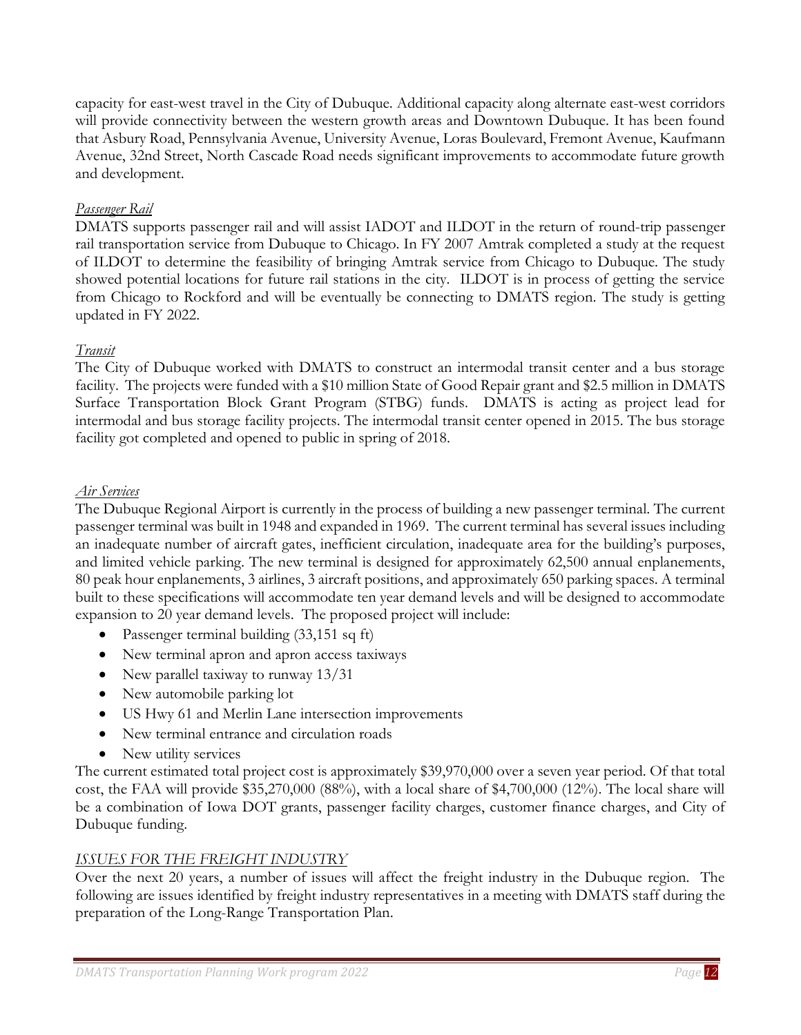capacity for east-west travel in the City of Dubuque. Additional capacity along alternate east-west corridors will provide connectivity between the western growth areas and Downtown Dubuque. It has been found that Asbury Road, Pennsylvania Avenue, University Avenue, Loras Boulevard, Fremont Avenue, Kaufmann Avenue, 32nd Street, North Cascade Road needs significant improvements to accommodate future growth and development.

*Passenger Rail*

DMATS supports passenger rail and will assist IADOT and ILDOT in the return of round-trip passenger rail transportation service from Dubuque to Chicago. In FY 2007 Amtrak completed a study at the request of ILDOT to determine the feasibility of bringing Amtrak service from Chicago to Dubuque. The study showed potential locations for future rail stations in the city. ILDOT is in process of getting the service from Chicago to Rockford and will be eventually be connecting to DMATS region. The study is getting updated in FY 2022.

*Transit*

The City of Dubuque worked with DMATS to construct an intermodal transit center and a bus storage facility. The projects were funded with a $10 million State of Good Repair grant and $2.5 million in DMATS Surface Transportation Block Grant Program (STBG) funds. DMATS is acting as project lead for intermodal and bus storage facility projects. The intermodal transit center opened in 2015. The bus storage facility got completed and opened to public in spring of 2018.

*Air Services*

The Dubuque Regional Airport is currently in the process of building a new passenger terminal. The current passenger terminal was built in 1948 and expanded in 1969. The current terminal has several issues including an inadequate number of aircraft gates, inefficient circulation, inadequate area for the building's purposes, and limited vehicle parking. The new terminal is designed for approximately 62,500 annual enplanements, 80 peak hour enplanements, 3 airlines, 3 aircraft positions, and approximately 650 parking spaces. A terminal built to these specifications will accommodate ten year demand levels and will be designed to accommodate expansion to 20 year demand levels. The proposed project will include:

- Passenger terminal building (33,151 sq ft)
- New terminal apron and apron access taxiways
- New parallel taxiway to runway 13/31
- New automobile parking lot
- US Hwy 61 and Merlin Lane intersection improvements
- New terminal entrance and circulation roads
- New utility services

The current estimated total project cost is approximately $39,970,000 over a seven year period. Of that total cost, the FAA will provide $35,270,000 (88%), with a local share of $4,700,000 (12%). The local share will be a combination of Iowa DOT grants, passenger facility charges, customer finance charges, and City of Dubuque funding.

*ISSUES FOR THE FREIGHT INDUSTRY*

Over the next 20 years, a number of issues will affect the freight industry in the Dubuque region. The following are issues identified by freight industry representatives in a meeting with DMATS staff during the preparation of the Long-Range Transportation Plan.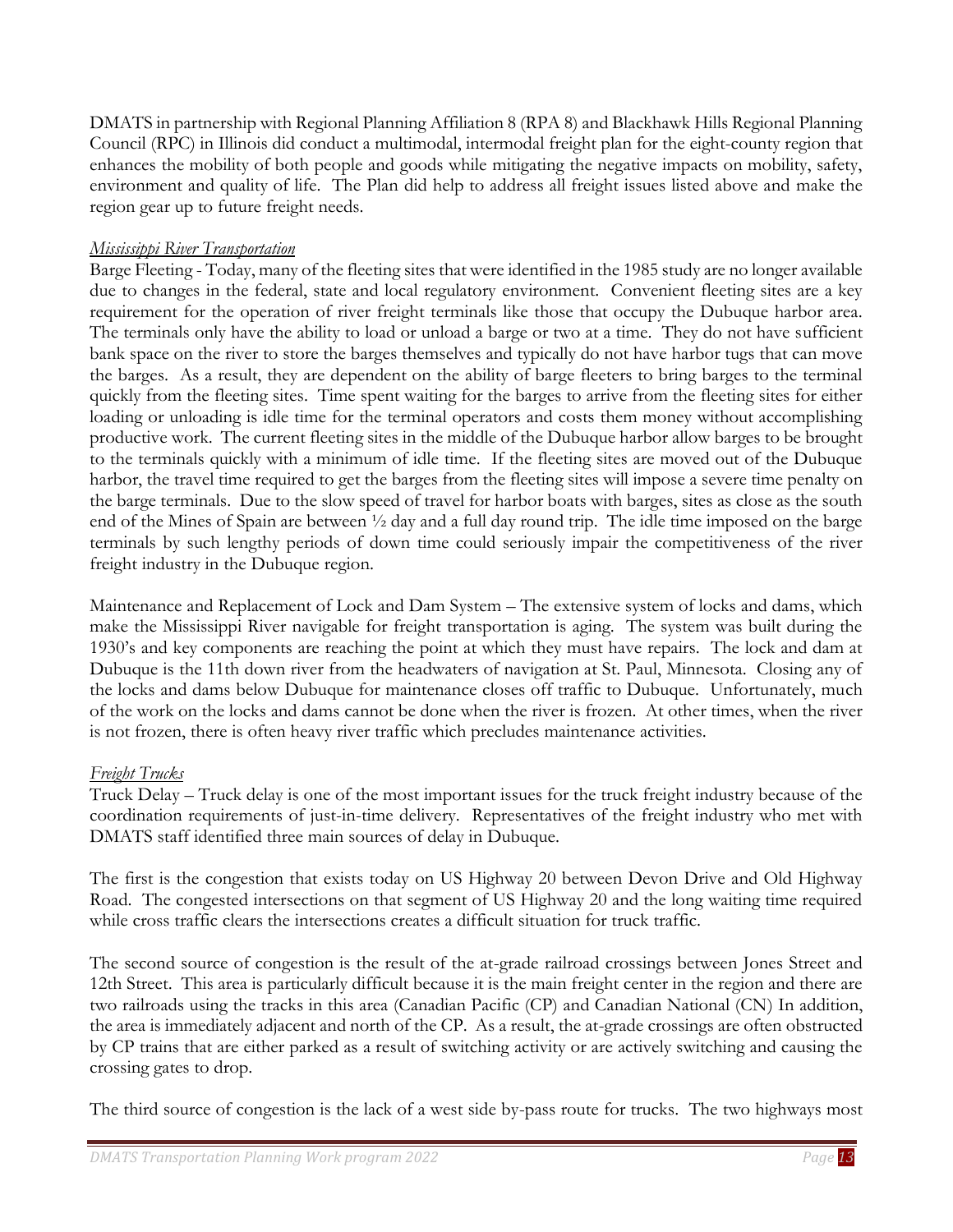DMATS in partnership with Regional Planning Affiliation 8 (RPA 8) and Blackhawk Hills Regional Planning Council (RPC) in Illinois did conduct a multimodal, intermodal freight plan for the eight-county region that enhances the mobility of both people and goods while mitigating the negative impacts on mobility, safety, environment and quality of life. The Plan did help to address all freight issues listed above and make the region gear up to future freight needs.

*Mississippi River Transportation*

Barge Fleeting - Today, many of the fleeting sites that were identified in the 1985 study are no longer available due to changes in the federal, state and local regulatory environment. Convenient fleeting sites are a key requirement for the operation of river freight terminals like those that occupy the Dubuque harbor area. The terminals only have the ability to load or unload a barge or two at a time. They do not have sufficient bank space on the river to store the barges themselves and typically do not have harbor tugs that can move the barges. As a result, they are dependent on the ability of barge fleeters to bring barges to the terminal quickly from the fleeting sites. Time spent waiting for the barges to arrive from the fleeting sites for either loading or unloading is idle time for the terminal operators and costs them money without accomplishing productive work. The current fleeting sites in the middle of the Dubuque harbor allow barges to be brought to the terminals quickly with a minimum of idle time. If the fleeting sites are moved out of the Dubuque harbor, the travel time required to get the barges from the fleeting sites will impose a severe time penalty on the barge terminals. Due to the slow speed of travel for harbor boats with barges, sites as close as the south end of the Mines of Spain are between ½ day and a full day round trip. The idle time imposed on the barge terminals by such lengthy periods of down time could seriously impair the competitiveness of the river freight industry in the Dubuque region.

Maintenance and Replacement of Lock and Dam System – The extensive system of locks and dams, which make the Mississippi River navigable for freight transportation is aging. The system was built during the 1930's and key components are reaching the point at which they must have repairs. The lock and dam at Dubuque is the 11th down river from the headwaters of navigation at St. Paul, Minnesota. Closing any of the locks and dams below Dubuque for maintenance closes off traffic to Dubuque. Unfortunately, much of the work on the locks and dams cannot be done when the river is frozen. At other times, when the river is not frozen, there is often heavy river traffic which precludes maintenance activities.

*Freight Trucks*

Truck Delay – Truck delay is one of the most important issues for the truck freight industry because of the coordination requirements of just-in-time delivery. Representatives of the freight industry who met with DMATS staff identified three main sources of delay in Dubuque.

The first is the congestion that exists today on US Highway 20 between Devon Drive and Old Highway Road. The congested intersections on that segment of US Highway 20 and the long waiting time required while cross traffic clears the intersections creates a difficult situation for truck traffic.

The second source of congestion is the result of the at-grade railroad crossings between Jones Street and 12th Street. This area is particularly difficult because it is the main freight center in the region and there are two railroads using the tracks in this area (Canadian Pacific (CP) and Canadian National (CN) In addition, the area is immediately adjacent and north of the CP. As a result, the at-grade crossings are often obstructed by CP trains that are either parked as a result of switching activity or are actively switching and causing the crossing gates to drop.

The third source of congestion is the lack of a west side by-pass route for trucks. The two highways most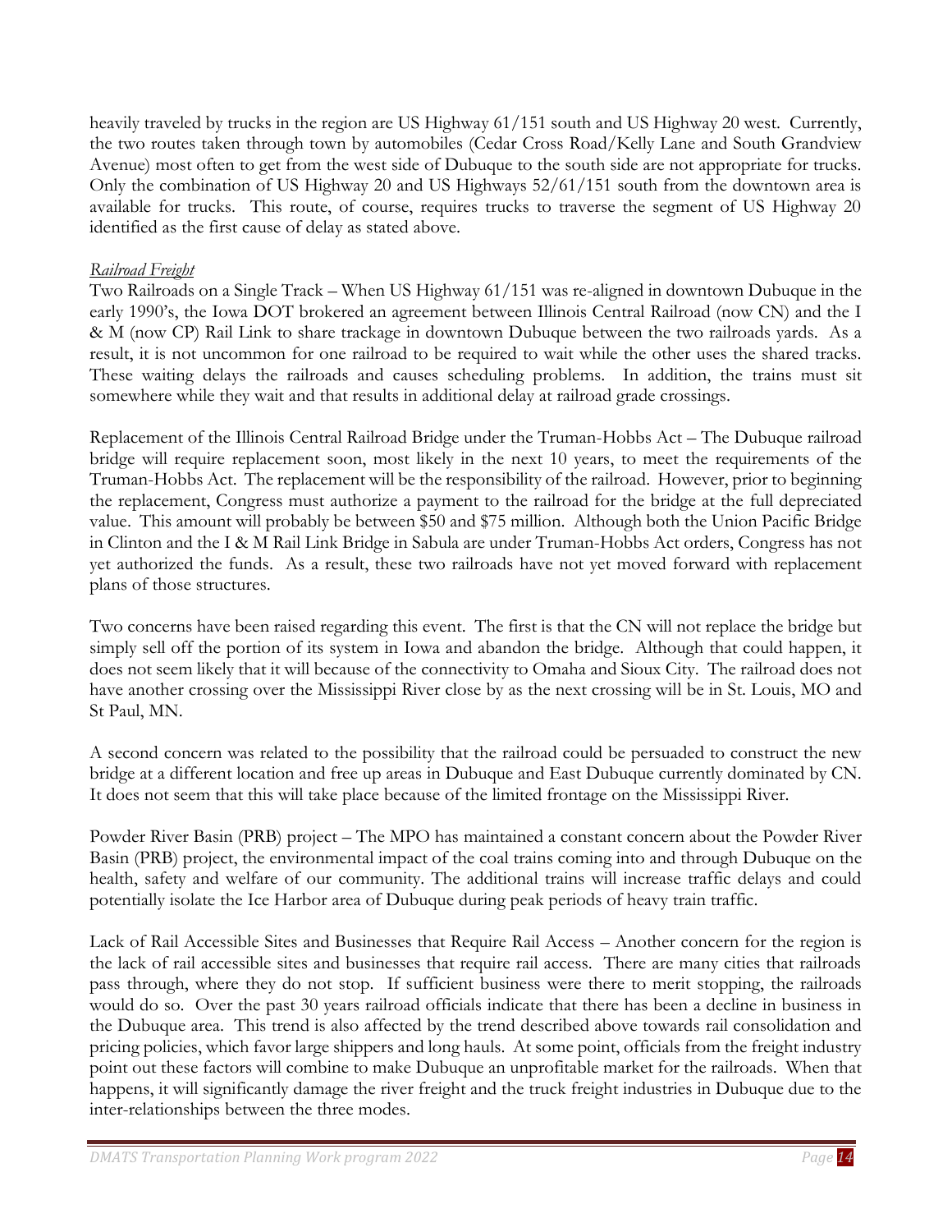heavily traveled by trucks in the region are US Highway 61/151 south and US Highway 20 west. Currently, the two routes taken through town by automobiles (Cedar Cross Road/Kelly Lane and South Grandview Avenue) most often to get from the west side of Dubuque to the south side are not appropriate for trucks. Only the combination of US Highway 20 and US Highways 52/61/151 south from the downtown area is available for trucks. This route, of course, requires trucks to traverse the segment of US Highway 20 identified as the first cause of delay as stated above.

*Railroad Freight*

Two Railroads on a Single Track – When US Highway 61/151 was re-aligned in downtown Dubuque in the early 1990's, the Iowa DOT brokered an agreement between Illinois Central Railroad (now CN) and the I & M (now CP) Rail Link to share trackage in downtown Dubuque between the two railroads yards. As a result, it is not uncommon for one railroad to be required to wait while the other uses the shared tracks. These waiting delays the railroads and causes scheduling problems. In addition, the trains must sit somewhere while they wait and that results in additional delay at railroad grade crossings.

Replacement of the Illinois Central Railroad Bridge under the Truman-Hobbs Act – The Dubuque railroad bridge will require replacement soon, most likely in the next 10 years, to meet the requirements of the Truman-Hobbs Act. The replacement will be the responsibility of the railroad. However, prior to beginning the replacement, Congress must authorize a payment to the railroad for the bridge at the full depreciated value. This amount will probably be between $50 and $75 million. Although both the Union Pacific Bridge in Clinton and the I & M Rail Link Bridge in Sabula are under Truman-Hobbs Act orders, Congress has not yet authorized the funds. As a result, these two railroads have not yet moved forward with replacement plans of those structures.

Two concerns have been raised regarding this event. The first is that the CN will not replace the bridge but simply sell off the portion of its system in Iowa and abandon the bridge. Although that could happen, it does not seem likely that it will because of the connectivity to Omaha and Sioux City. The railroad does not have another crossing over the Mississippi River close by as the next crossing will be in St. Louis, MO and St Paul, MN.

A second concern was related to the possibility that the railroad could be persuaded to construct the new bridge at a different location and free up areas in Dubuque and East Dubuque currently dominated by CN. It does not seem that this will take place because of the limited frontage on the Mississippi River.

Powder River Basin (PRB) project – The MPO has maintained a constant concern about the Powder River Basin (PRB) project, the environmental impact of the coal trains coming into and through Dubuque on the health, safety and welfare of our community. The additional trains will increase traffic delays and could potentially isolate the Ice Harbor area of Dubuque during peak periods of heavy train traffic.

Lack of Rail Accessible Sites and Businesses that Require Rail Access – Another concern for the region is the lack of rail accessible sites and businesses that require rail access. There are many cities that railroads pass through, where they do not stop. If sufficient business were there to merit stopping, the railroads would do so. Over the past 30 years railroad officials indicate that there has been a decline in business in the Dubuque area. This trend is also affected by the trend described above towards rail consolidation and pricing policies, which favor large shippers and long hauls. At some point, officials from the freight industry point out these factors will combine to make Dubuque an unprofitable market for the railroads. When that happens, it will significantly damage the river freight and the truck freight industries in Dubuque due to the inter-relationships between the three modes.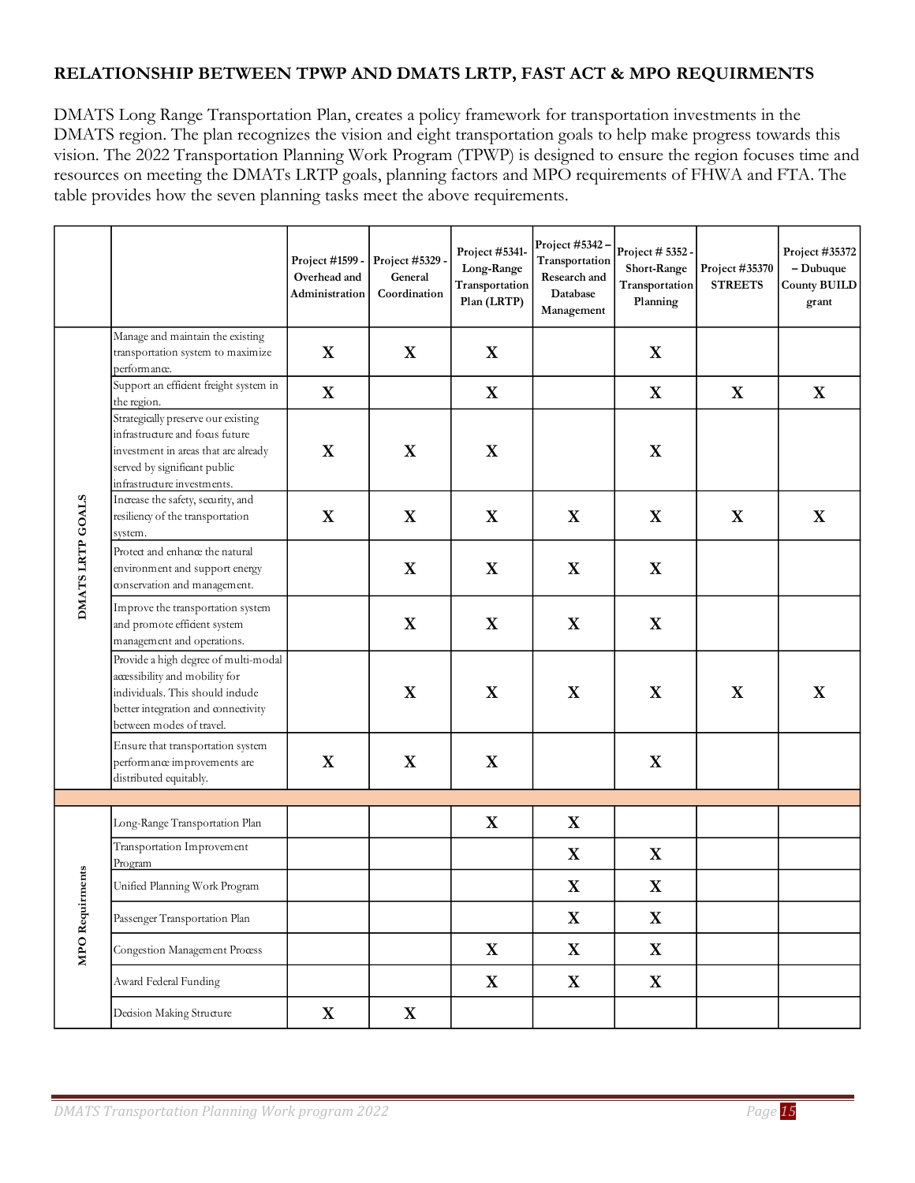**RELATIONSHIP BETWEEN TPWP AND DMATS LRTP, FAST ACT & MPO REQUIRMENTS**

DMATS Long Range Transportation Plan, creates a policy framework for transportation investments in the DMATS region. The plan recognizes the vision and eight transportation goals to help make progress towards this vision. The 2022 Transportation Planning Work Program (TPWP) is designed to ensure the region focuses time and resources on meeting the DMATs LRTP goals, planning factors and MPO requirements of FHWA and FTA. The table provides how the seven planning tasks meet the above requirements.

| | | Project #1599 - Overhead and Administration | Project #5329 - General Coordination | Project #5341- Long-Range Transportation Plan (LRTP) | Project #5342 – Transportation Research and Database Management | Project # 5352 - Short-Range Transportation Planning | Project #35370 STREETS | Project #35372 – Dubuque County BUILD grant |
|---|---|---|---|---|---|---|---|---|
| DMATS LRTP GOALS | Manage and maintain the existing transportation system to maximize performance. | X | X | X | | X | | |
| | Support an efficient freight system in the region. | X | | X | | X | X | X |
| | Strategically preserve our existing infrastructure and focus future investment in areas that are already served by significant public infrastructure investments. | X | X | X | | X | | |
| | Increase the safety, security, and resiliency of the transportation system. | X | X | X | X | X | X | X |
| | Protect and enhance the natural environment and support energy conservation and management. | | X | X | X | X | | |
| | Improve the transportation system and promote efficient system management and operations. | | X | X | X | X | | |
| | Provide a high degree of multi-modal accessibility and mobility for individuals. This should include better integration and connectivity between modes of travel. | | X | X | X | X | X | X |
| | Ensure that transportation system performance improvements are distributed equitably. | X | X | X | | X | | |
| | | | | | | | | |
| MPO Requirments | Long-Range Transportation Plan | | | X | X | | | |
| | Transportation Improvement Program | | | | X | X | | |
| | Unified Planning Work Program | | | | X | X | | |
| | Passenger Transportation Plan | | | | X | X | | |
| | Congestion Management Process | | | X | X | X | | |
| | Award Federal Funding | | | X | X | X | | |
| | Decision Making Structure | X | X | | | | | |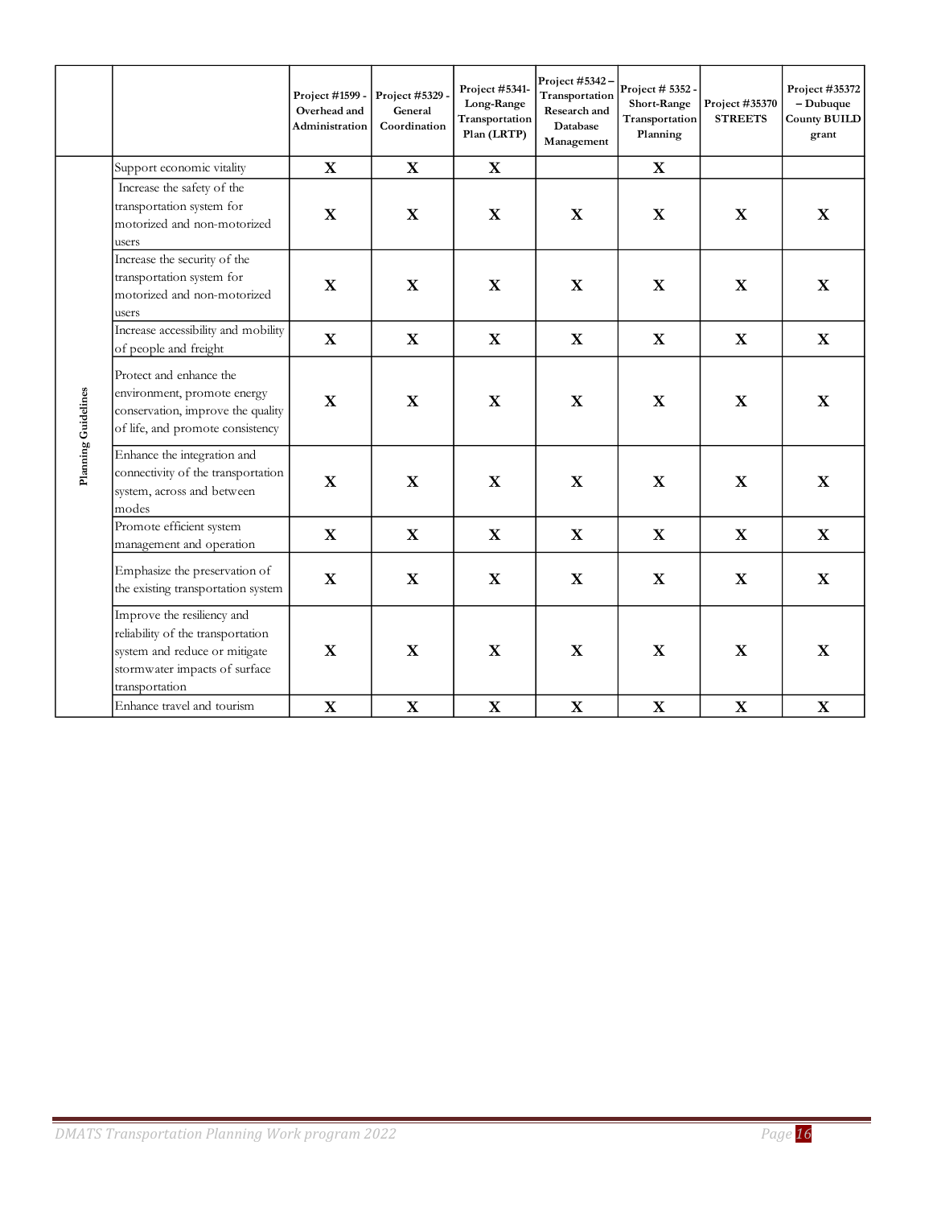| | | Project #1599 - Overhead and Administration | Project #5329 - General Coordination | Project #5341- Long-Range Transportation Plan (LRTP) | Project #5342 – Transportation Research and Database Management | Project # 5352 - Short-Range Transportation Planning | Project #35370 STREETS | Project #35372 – Dubuque County BUILD grant |
|---|---|---|---|---|---|---|---|---|
| Planning Guidelines | Support economic vitality | X | X | X | | X | | |
| | Increase the safety of the transportation system for motorized and non-motorized users | X | X | X | X | X | X | X |
| | Increase the security of the transportation system for motorized and non-motorized users | X | X | X | X | X | X | X |
| | Increase accessibility and mobility of people and freight | X | X | X | X | X | X | X |
| | Protect and enhance the environment, promote energy conservation, improve the quality of life, and promote consistency | X | X | X | X | X | X | X |
| | Enhance the integration and connectivity of the transportation system, across and between modes | X | X | X | X | X | X | X |
| | Promote efficient system management and operation | X | X | X | X | X | X | X |
| | Emphasize the preservation of the existing transportation system | X | X | X | X | X | X | X |
| | Improve the resiliency and reliability of the transportation system and reduce or mitigate stormwater impacts of surface transportation | X | X | X | X | X | X | X |
| | Enhance travel and tourism | X | X | X | X | X | X | X |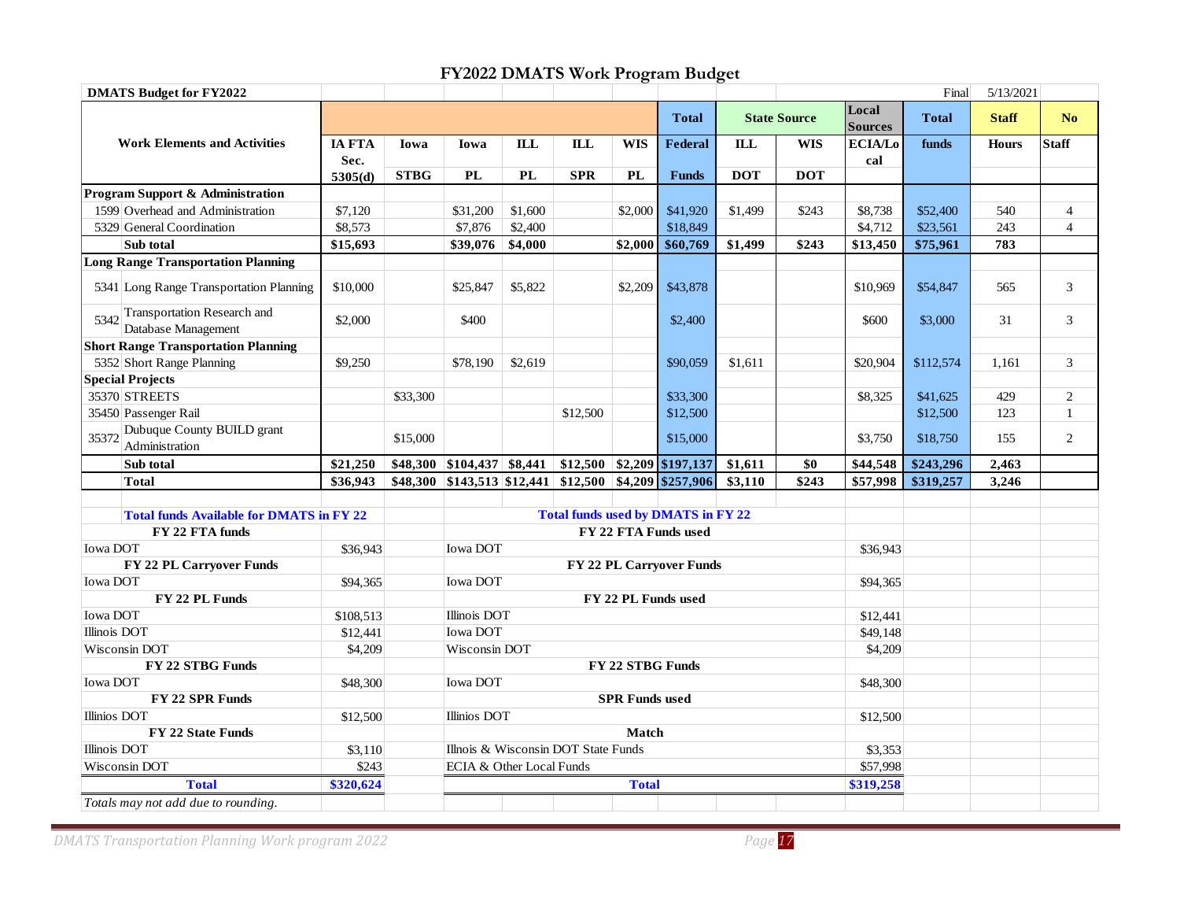# FY2022 DMATS Work Program Budget

| DMATS Budget for FY2022 | | | | | | | | | | | | | Final | 5/13/2021 | |
|---|---|---|---|---|---|---|---|---|---|---|---|---|---|---|---|
| Work Elements and Activities | | | | | | | | Total | State Source | | Local Sources | Total | Staff | No |
| | | IA FTA Sec. 5305(d) | Iowa STBG | Iowa PL | ILL PL | ILL SPR | WIS PL | Federal Funds | ILL DOT | WIS DOT | ECIA/Local | funds | Hours | Staff |
| **Program Support & Administration** | | | | | | | | | | | | | | |
| 1599 | Overhead and Administration | $7,120 | | $31,200 | $1,600 | | $2,000 | $41,920 | $1,499 | $243 | $8,738 | $52,400 | 540 | 4 |
| 5329 | General Coordination | $8,573 | | $7,876 | $2,400 | | | $18,849 | | | $4,712 | $23,561 | 243 | 4 |
| | **Sub total** | **$15,693** | | **$39,076** | **$4,000** | | **$2,000** | **$60,769** | **$1,499** | **$243** | **$13,450** | **$75,961** | **783** | |
| **Long Range Transportation Planning** | | | | | | | | | | | | | | |
| 5341 | Long Range Transportation Planning | $10,000 | | $25,847 | $5,822 | | $2,209 | $43,878 | | | $10,969 | $54,847 | 565 | 3 |
| 5342 | Transportation Research and Database Management | $2,000 | | $400 | | | | $2,400 | | | $600 | $3,000 | 31 | 3 |
| **Short Range Transportation Planning** | | | | | | | | | | | | | | |
| 5352 | Short Range Planning | $9,250 | | $78,190 | $2,619 | | | $90,059 | $1,611 | | $20,904 | $112,574 | 1,161 | 3 |
| **Special Projects** | | | | | | | | | | | | | | |
| 35370 | STREETS | | $33,300 | | | | | $33,300 | | | $8,325 | $41,625 | 429 | 2 |
| 35450 | Passenger Rail | | | | | $12,500 | | $12,500 | | | | $12,500 | 123 | 1 |
| 35372 | Dubuque County BUILD grant Administration | | $15,000 | | | | | $15,000 | | | $3,750 | $18,750 | 155 | 2 |
| | **Sub total** | **$21,250** | **$48,300** | **$104,437** | **$8,441** | **$12,500** | **$2,209** | **$197,137** | **$1,611** | **$0** | **$44,548** | **$243,296** | **2,463** | |
| | **Total** | **$36,943** | **$48,300** | **$143,513** | **$12,441** | **$12,500** | **$4,209** | **$257,906** | **$3,110** | **$243** | **$57,998** | **$319,257** | **3,246** | |

| Total funds Available for DMATS in FY 22 | | Total funds used by DMATS in FY 22 | |
|---|---|---|---|
| **FY 22 FTA funds** | | **FY 22 FTA Funds used** | |
| Iowa DOT | $36,943 | Iowa DOT | $36,943 |
| **FY 22 PL Carryover Funds** | | **FY 22 PL Carryover Funds** | |
| Iowa DOT | $94,365 | Iowa DOT | $94,365 |
| **FY 22 PL Funds** | | **FY 22 PL Funds used** | |
| Iowa DOT | $108,513 | Illinois DOT | $12,441 |
| Illinois DOT | $12,441 | Iowa DOT | $49,148 |
| Wisconsin DOT | $4,209 | Wisconsin DOT | $4,209 |
| **FY 22 STBG Funds** | | **FY 22 STBG Funds** | |
| Iowa DOT | $48,300 | Iowa DOT | $48,300 |
| **FY 22 SPR Funds** | | **SPR Funds used** | |
| Illinios DOT | $12,500 | Illinios DOT | $12,500 |
| **FY 22 State Funds** | | **Match** | |
| Illinois DOT | $3,110 | Illnois & Wisconsin DOT State Funds | $3,353 |
| Wisconsin DOT | $243 | ECIA & Other Local Funds | $57,998 |
| **Total** | **$320,624** | **Total** | **$319,258** |

*Totals may not add due to rounding.*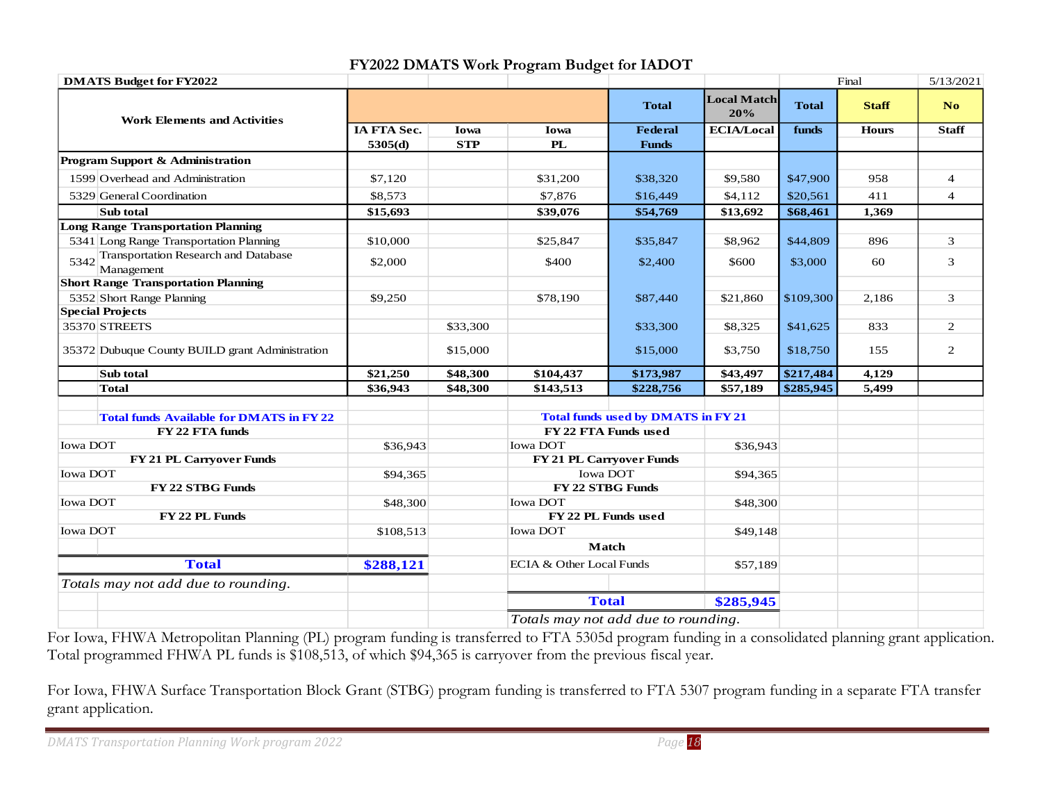# FY2022 DMATS Work Program Budget for IADOT

| DMATS Budget for FY2022 | | | | | | | | Final | 5/13/2021 |
|---|---|---|---|---|---|---|---|---|---|
| **Work Elements and Activities** | | | | | **Total** | **Local Match 20%** | **Total** | **Staff** | **No** |
| | | **IA FTA Sec. 5305(d)** | **Iowa STP** | **Iowa PL** | **Federal Funds** | **ECIA/Local** | **funds** | **Hours** | **Staff** |
| **Program Support & Administration** | | | | | | | | | |
| 1599 | Overhead and Administration | $7,120 | | $31,200 | $38,320 | $9,580 | $47,900 | 958 | 4 |
| 5329 | General Coordination | $8,573 | | $7,876 | $16,449 | $4,112 | $20,561 | 411 | 4 |
| | **Sub total** | **$15,693** | | **$39,076** | **$54,769** | **$13,692** | **$68,461** | **1,369** | |
| **Long Range Transportation Planning** | | | | | | | | | |
| 5341 | Long Range Transportation Planning | $10,000 | | $25,847 | $35,847 | $8,962 | $44,809 | 896 | 3 |
| 5342 | Transportation Research and Database Management | $2,000 | | $400 | $2,400 | $600 | $3,000 | 60 | 3 |
| **Short Range Transportation Planning** | | | | | | | | | |
| 5352 | Short Range Planning | $9,250 | | $78,190 | $87,440 | $21,860 | $109,300 | 2,186 | 3 |
| **Special Projects** | | | | | | | | | |
| 35370 | STREETS | | $33,300 | | $33,300 | $8,325 | $41,625 | 833 | 2 |
| 35372 | Dubuque County BUILD grant Administration | | $15,000 | | $15,000 | $3,750 | $18,750 | 155 | 2 |
| | **Sub total** | **$21,250** | **$48,300** | **$104,437** | **$173,987** | **$43,497** | **$217,484** | **4,129** | |
| | **Total** | **$36,943** | **$48,300** | **$143,513** | **$228,756** | **$57,189** | **$285,945** | **5,499** | |

| **Total funds Available for DMATS in FY 22** | | **Total funds used by DMATS in FY 21** | |
|---|---|---|---|
| **FY 22 FTA funds** | | **FY 22 FTA Funds used** | |
| Iowa DOT | $36,943 | Iowa DOT | $36,943 |
| **FY 21 PL Carryover Funds** | | **FY 21 PL Carryover Funds** | |
| Iowa DOT | $94,365 | Iowa DOT | $94,365 |
| **FY 22 STBG Funds** | | **FY 22 STBG Funds** | |
| Iowa DOT | $48,300 | Iowa DOT | $48,300 |
| **FY 22 PL Funds** | | **FY 22 PL Funds used** | |
| Iowa DOT | $108,513 | Iowa DOT | $49,148 |
| | | **Match** | |
| **Total** | **$288,121** | ECIA & Other Local Funds | $57,189 |
| *Totals may not add due to rounding.* | | | |
| | | **Total** | **$285,945** |
| | | *Totals may not add due to rounding.* | |

For Iowa, FHWA Metropolitan Planning (PL) program funding is transferred to FTA 5305d program funding in a consolidated planning grant application. Total programmed FHWA PL funds is $108,513, of which $94,365 is carryover from the previous fiscal year.

For Iowa, FHWA Surface Transportation Block Grant (STBG) program funding is transferred to FTA 5307 program funding in a separate FTA transfer grant application.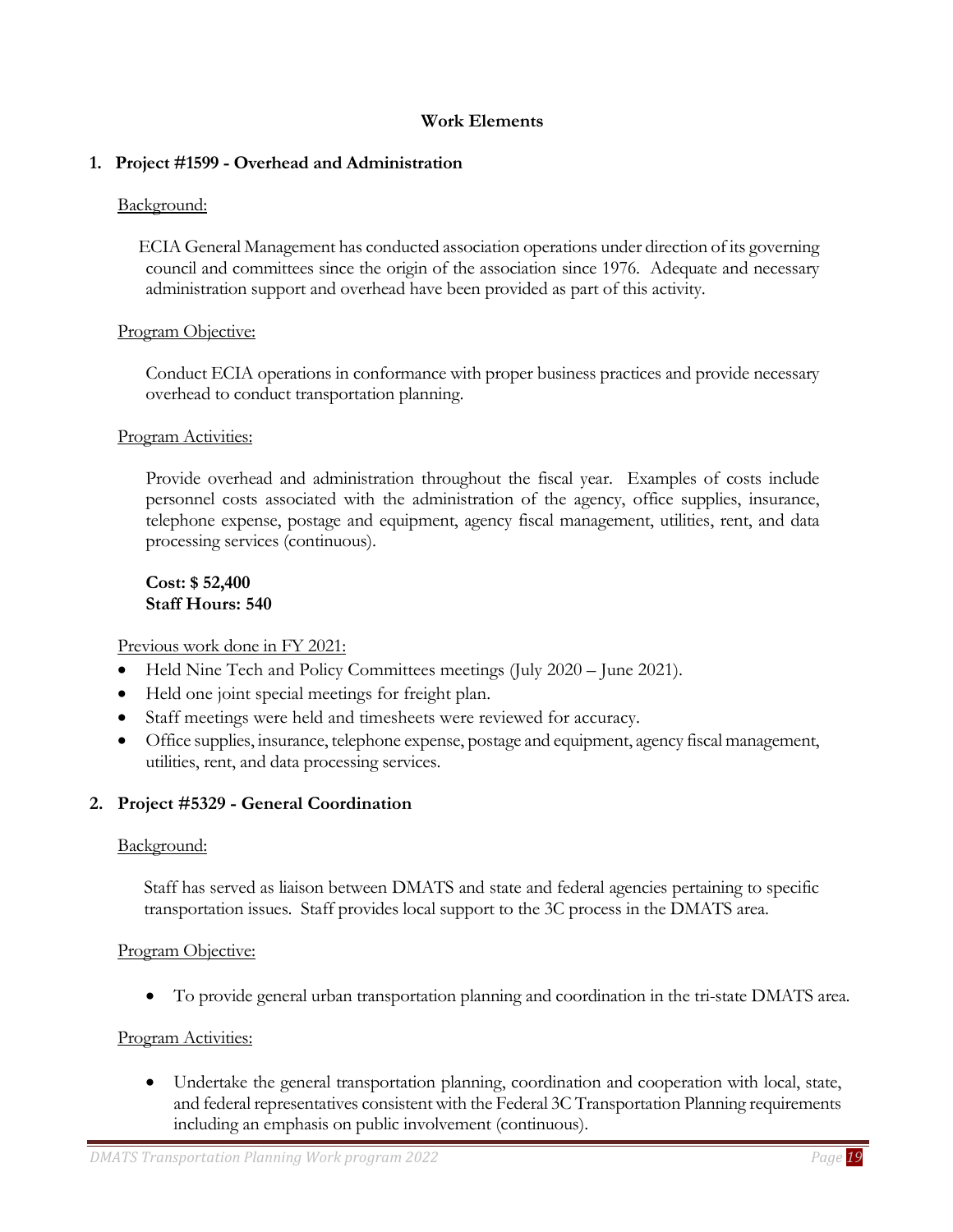## Work Elements

### 1. Project #1599 - Overhead and Administration

Background:

ECIA General Management has conducted association operations under direction of its governing council and committees since the origin of the association since 1976. Adequate and necessary administration support and overhead have been provided as part of this activity.

Program Objective:

Conduct ECIA operations in conformance with proper business practices and provide necessary overhead to conduct transportation planning.

Program Activities:

Provide overhead and administration throughout the fiscal year. Examples of costs include personnel costs associated with the administration of the agency, office supplies, insurance, telephone expense, postage and equipment, agency fiscal management, utilities, rent, and data processing services (continuous).

**Cost: $ 52,400**
**Staff Hours: 540**

Previous work done in FY 2021:

- Held Nine Tech and Policy Committees meetings (July 2020 – June 2021).
- Held one joint special meetings for freight plan.
- Staff meetings were held and timesheets were reviewed for accuracy.
- Office supplies, insurance, telephone expense, postage and equipment, agency fiscal management, utilities, rent, and data processing services.

### 2. Project #5329 - General Coordination

Background:

Staff has served as liaison between DMATS and state and federal agencies pertaining to specific transportation issues. Staff provides local support to the 3C process in the DMATS area.

Program Objective:

- To provide general urban transportation planning and coordination in the tri-state DMATS area.

Program Activities:

- Undertake the general transportation planning, coordination and cooperation with local, state, and federal representatives consistent with the Federal 3C Transportation Planning requirements including an emphasis on public involvement (continuous).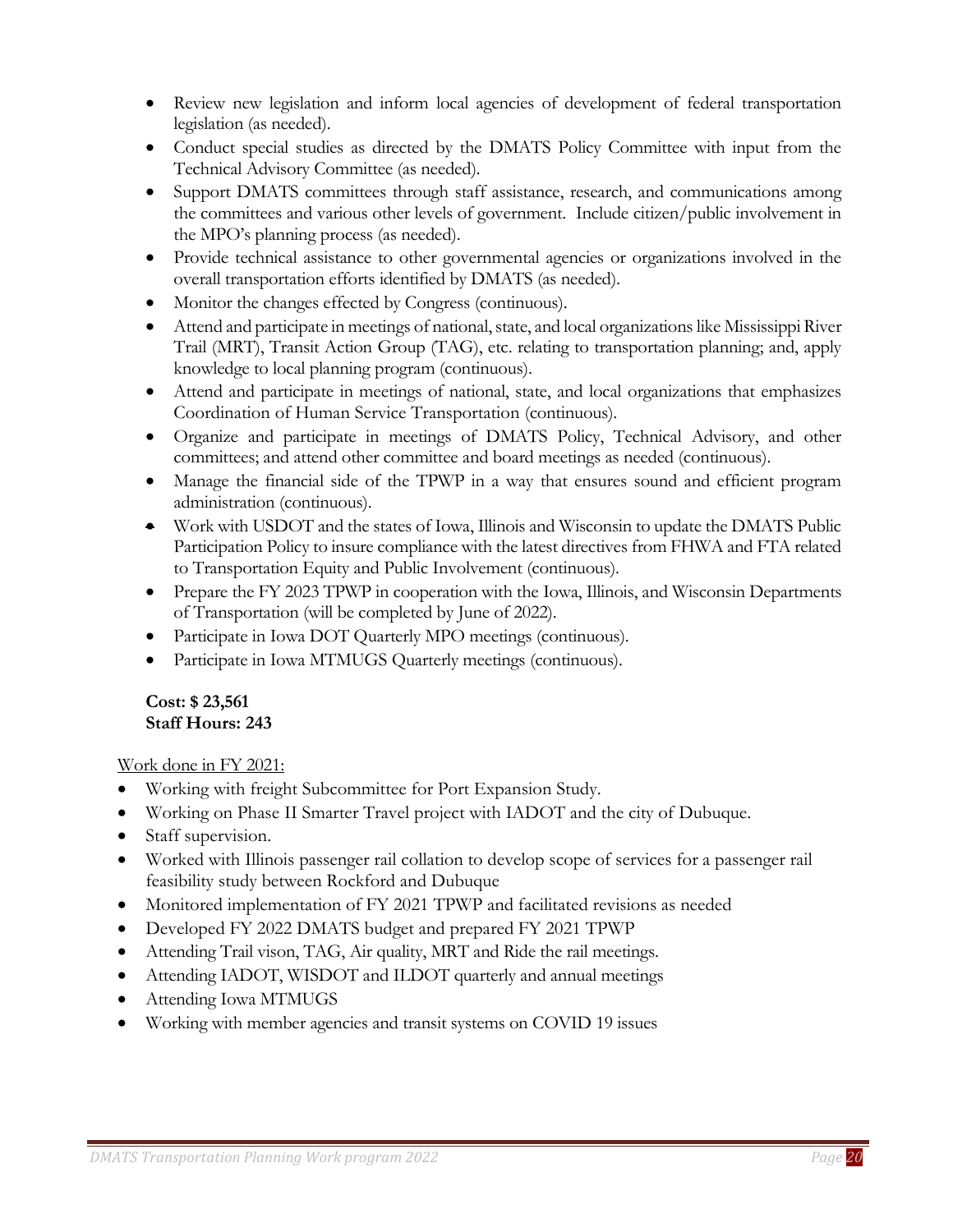- Review new legislation and inform local agencies of development of federal transportation legislation (as needed).
- Conduct special studies as directed by the DMATS Policy Committee with input from the Technical Advisory Committee (as needed).
- Support DMATS committees through staff assistance, research, and communications among the committees and various other levels of government. Include citizen/public involvement in the MPO's planning process (as needed).
- Provide technical assistance to other governmental agencies or organizations involved in the overall transportation efforts identified by DMATS (as needed).
- Monitor the changes effected by Congress (continuous).
- Attend and participate in meetings of national, state, and local organizations like Mississippi River Trail (MRT), Transit Action Group (TAG), etc. relating to transportation planning; and, apply knowledge to local planning program (continuous).
- Attend and participate in meetings of national, state, and local organizations that emphasizes Coordination of Human Service Transportation (continuous).
- Organize and participate in meetings of DMATS Policy, Technical Advisory, and other committees; and attend other committee and board meetings as needed (continuous).
- Manage the financial side of the TPWP in a way that ensures sound and efficient program administration (continuous).
- Work with USDOT and the states of Iowa, Illinois and Wisconsin to update the DMATS Public Participation Policy to insure compliance with the latest directives from FHWA and FTA related to Transportation Equity and Public Involvement (continuous).
- Prepare the FY 2023 TPWP in cooperation with the Iowa, Illinois, and Wisconsin Departments of Transportation (will be completed by June of 2022).
- Participate in Iowa DOT Quarterly MPO meetings (continuous).
- Participate in Iowa MTMUGS Quarterly meetings (continuous).

**Cost: $ 23,561**
**Staff Hours: 243**

Work done in FY 2021:

- Working with freight Subcommittee for Port Expansion Study.
- Working on Phase II Smarter Travel project with IADOT and the city of Dubuque.
- Staff supervision.
- Worked with Illinois passenger rail collation to develop scope of services for a passenger rail feasibility study between Rockford and Dubuque
- Monitored implementation of FY 2021 TPWP and facilitated revisions as needed
- Developed FY 2022 DMATS budget and prepared FY 2021 TPWP
- Attending Trail vison, TAG, Air quality, MRT and Ride the rail meetings.
- Attending IADOT, WISDOT and ILDOT quarterly and annual meetings
- Attending Iowa MTMUGS
- Working with member agencies and transit systems on COVID 19 issues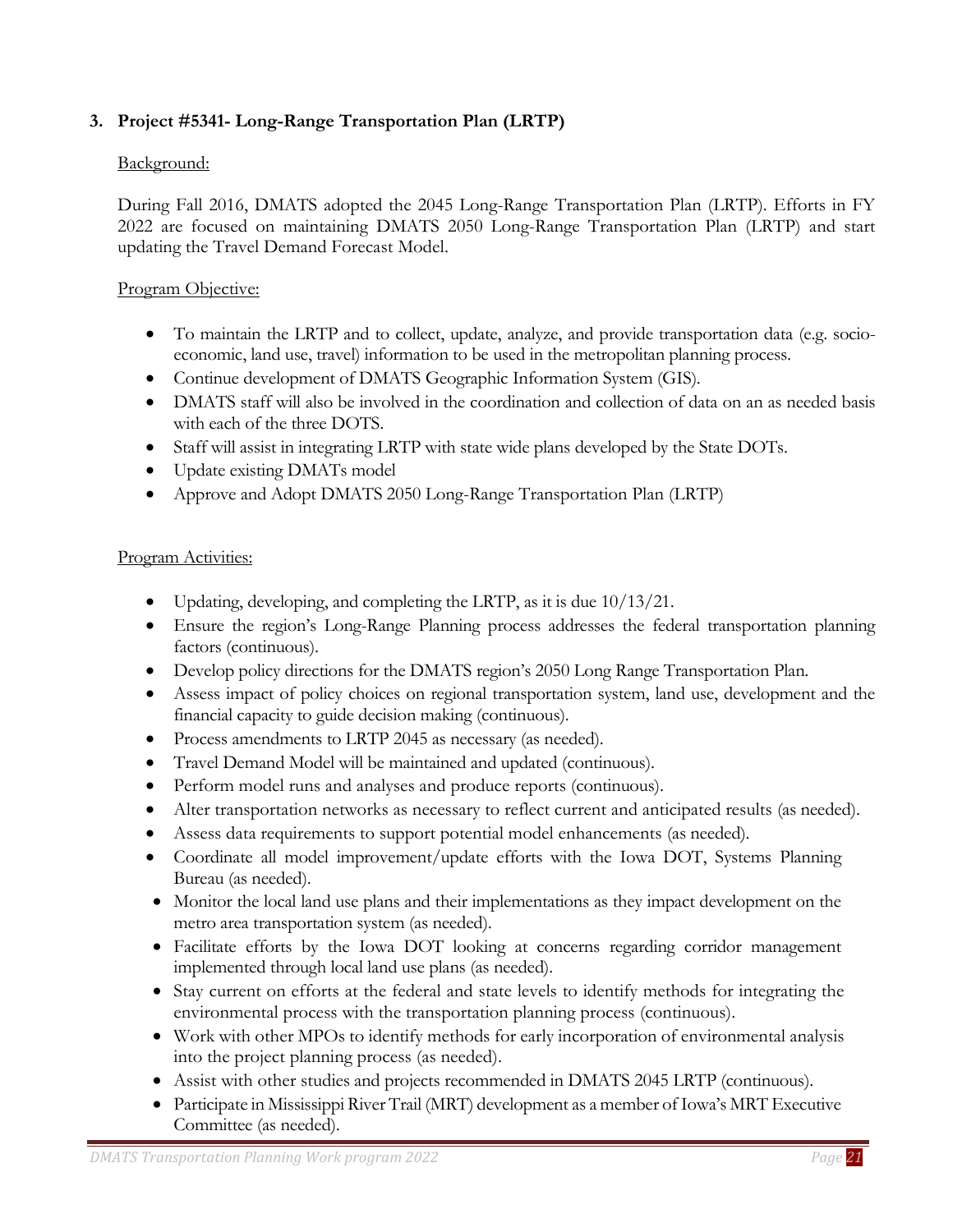### 3. Project #5341- Long-Range Transportation Plan (LRTP)

Background:

During Fall 2016, DMATS adopted the 2045 Long-Range Transportation Plan (LRTP). Efforts in FY 2022 are focused on maintaining DMATS 2050 Long-Range Transportation Plan (LRTP) and start updating the Travel Demand Forecast Model.

Program Objective:

- To maintain the LRTP and to collect, update, analyze, and provide transportation data (e.g. socio-economic, land use, travel) information to be used in the metropolitan planning process.
- Continue development of DMATS Geographic Information System (GIS).
- DMATS staff will also be involved in the coordination and collection of data on an as needed basis with each of the three DOTS.
- Staff will assist in integrating LRTP with state wide plans developed by the State DOTs.
- Update existing DMATs model
- Approve and Adopt DMATS 2050 Long-Range Transportation Plan (LRTP)

Program Activities:

- Updating, developing, and completing the LRTP, as it is due 10/13/21.
- Ensure the region's Long-Range Planning process addresses the federal transportation planning factors (continuous).
- Develop policy directions for the DMATS region's 2050 Long Range Transportation Plan.
- Assess impact of policy choices on regional transportation system, land use, development and the financial capacity to guide decision making (continuous).
- Process amendments to LRTP 2045 as necessary (as needed).
- Travel Demand Model will be maintained and updated (continuous).
- Perform model runs and analyses and produce reports (continuous).
- Alter transportation networks as necessary to reflect current and anticipated results (as needed).
- Assess data requirements to support potential model enhancements (as needed).
- Coordinate all model improvement/update efforts with the Iowa DOT, Systems Planning Bureau (as needed).
- Monitor the local land use plans and their implementations as they impact development on the metro area transportation system (as needed).
- Facilitate efforts by the Iowa DOT looking at concerns regarding corridor management implemented through local land use plans (as needed).
- Stay current on efforts at the federal and state levels to identify methods for integrating the environmental process with the transportation planning process (continuous).
- Work with other MPOs to identify methods for early incorporation of environmental analysis into the project planning process (as needed).
- Assist with other studies and projects recommended in DMATS 2045 LRTP (continuous).
- Participate in Mississippi River Trail (MRT) development as a member of Iowa's MRT Executive Committee (as needed).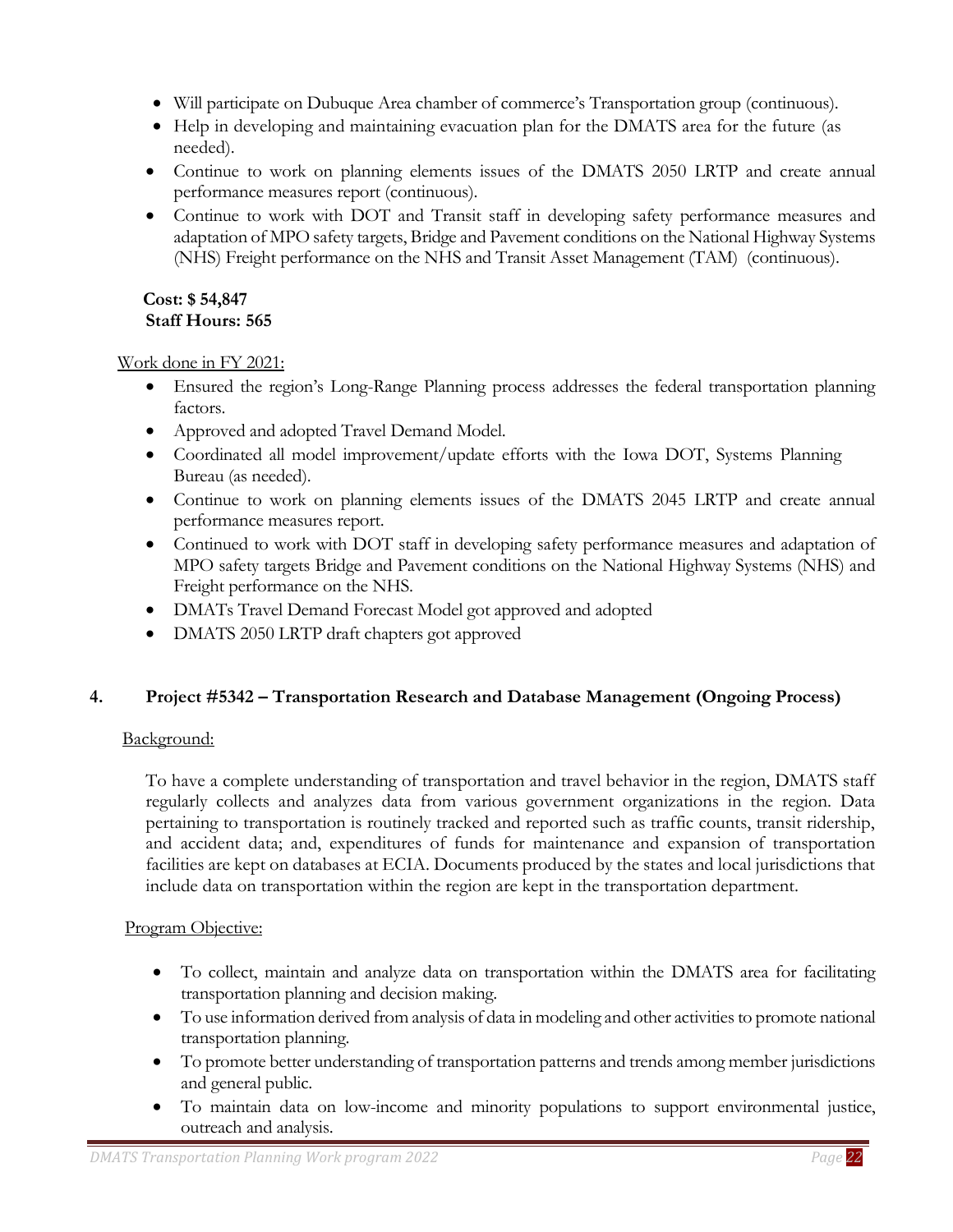- Will participate on Dubuque Area chamber of commerce's Transportation group (continuous).
- Help in developing and maintaining evacuation plan for the DMATS area for the future (as needed).
- Continue to work on planning elements issues of the DMATS 2050 LRTP and create annual performance measures report (continuous).
- Continue to work with DOT and Transit staff in developing safety performance measures and adaptation of MPO safety targets, Bridge and Pavement conditions on the National Highway Systems (NHS) Freight performance on the NHS and Transit Asset Management (TAM) (continuous).

**Cost: $ 54,847**
**Staff Hours: 565**

Work done in FY 2021:

- Ensured the region's Long-Range Planning process addresses the federal transportation planning factors.
- Approved and adopted Travel Demand Model.
- Coordinated all model improvement/update efforts with the Iowa DOT, Systems Planning Bureau (as needed).
- Continue to work on planning elements issues of the DMATS 2045 LRTP and create annual performance measures report.
- Continued to work with DOT staff in developing safety performance measures and adaptation of MPO safety targets Bridge and Pavement conditions on the National Highway Systems (NHS) and Freight performance on the NHS.
- DMATs Travel Demand Forecast Model got approved and adopted
- DMATS 2050 LRTP draft chapters got approved

## 4. Project #5342 – Transportation Research and Database Management (Ongoing Process)

Background:

To have a complete understanding of transportation and travel behavior in the region, DMATS staff regularly collects and analyzes data from various government organizations in the region. Data pertaining to transportation is routinely tracked and reported such as traffic counts, transit ridership, and accident data; and, expenditures of funds for maintenance and expansion of transportation facilities are kept on databases at ECIA. Documents produced by the states and local jurisdictions that include data on transportation within the region are kept in the transportation department.

Program Objective:

- To collect, maintain and analyze data on transportation within the DMATS area for facilitating transportation planning and decision making.
- To use information derived from analysis of data in modeling and other activities to promote national transportation planning.
- To promote better understanding of transportation patterns and trends among member jurisdictions and general public.
- To maintain data on low-income and minority populations to support environmental justice, outreach and analysis.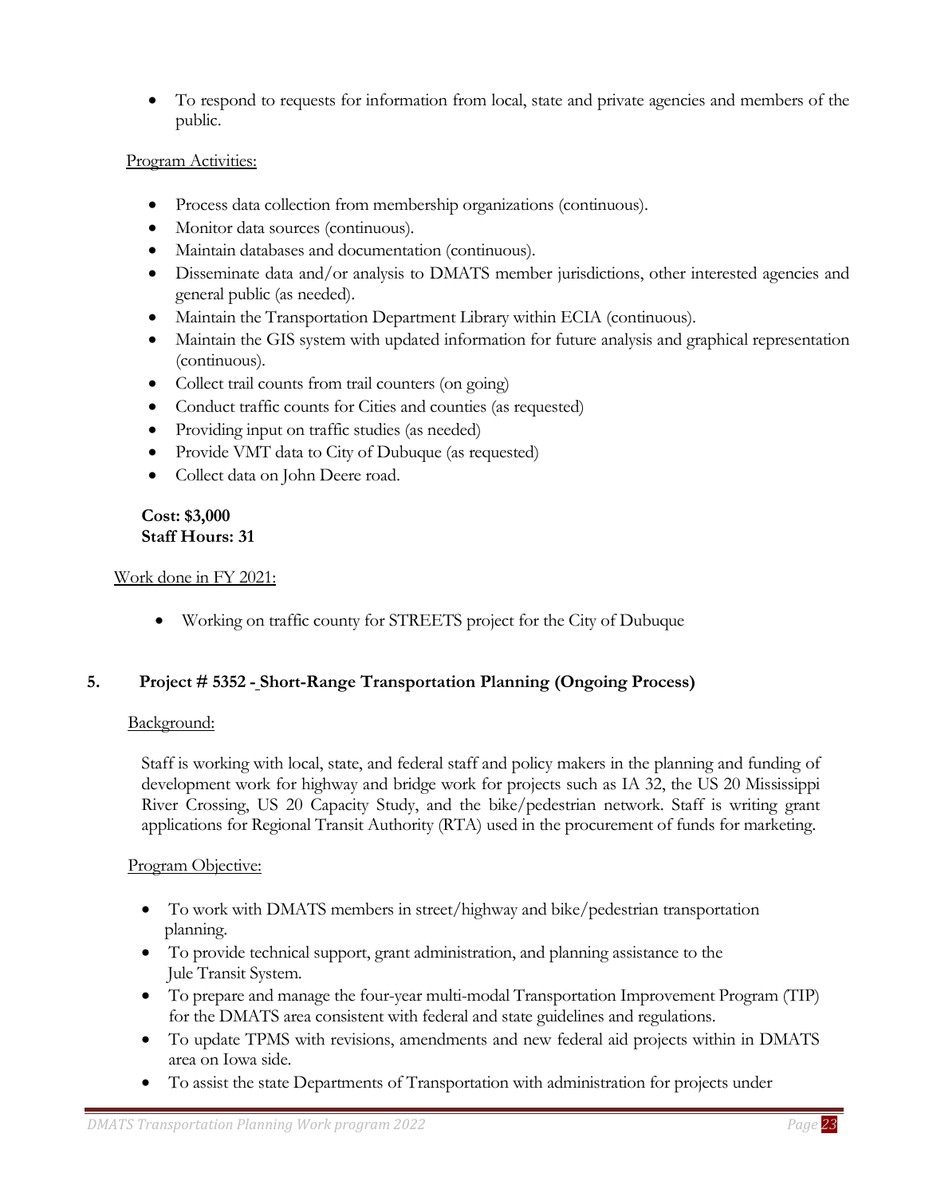- To respond to requests for information from local, state and private agencies and members of the public.

Program Activities:

- Process data collection from membership organizations (continuous).
- Monitor data sources (continuous).
- Maintain databases and documentation (continuous).
- Disseminate data and/or analysis to DMATS member jurisdictions, other interested agencies and general public (as needed).
- Maintain the Transportation Department Library within ECIA (continuous).
- Maintain the GIS system with updated information for future analysis and graphical representation (continuous).
- Collect trail counts from trail counters (on going)
- Conduct traffic counts for Cities and counties (as requested)
- Providing input on traffic studies (as needed)
- Provide VMT data to City of Dubuque (as requested)
- Collect data on John Deere road.

**Cost: $3,000**
**Staff Hours: 31**

Work done in FY 2021:

- Working on traffic county for STREETS project for the City of Dubuque

## 5. Project # 5352 - Short-Range Transportation Planning (Ongoing Process)

Background:

Staff is working with local, state, and federal staff and policy makers in the planning and funding of development work for highway and bridge work for projects such as IA 32, the US 20 Mississippi River Crossing, US 20 Capacity Study, and the bike/pedestrian network. Staff is writing grant applications for Regional Transit Authority (RTA) used in the procurement of funds for marketing.

Program Objective:

- To work with DMATS members in street/highway and bike/pedestrian transportation planning.
- To provide technical support, grant administration, and planning assistance to the Jule Transit System.
- To prepare and manage the four-year multi-modal Transportation Improvement Program (TIP) for the DMATS area consistent with federal and state guidelines and regulations.
- To update TPMS with revisions, amendments and new federal aid projects within in DMATS area on Iowa side.
- To assist the state Departments of Transportation with administration for projects under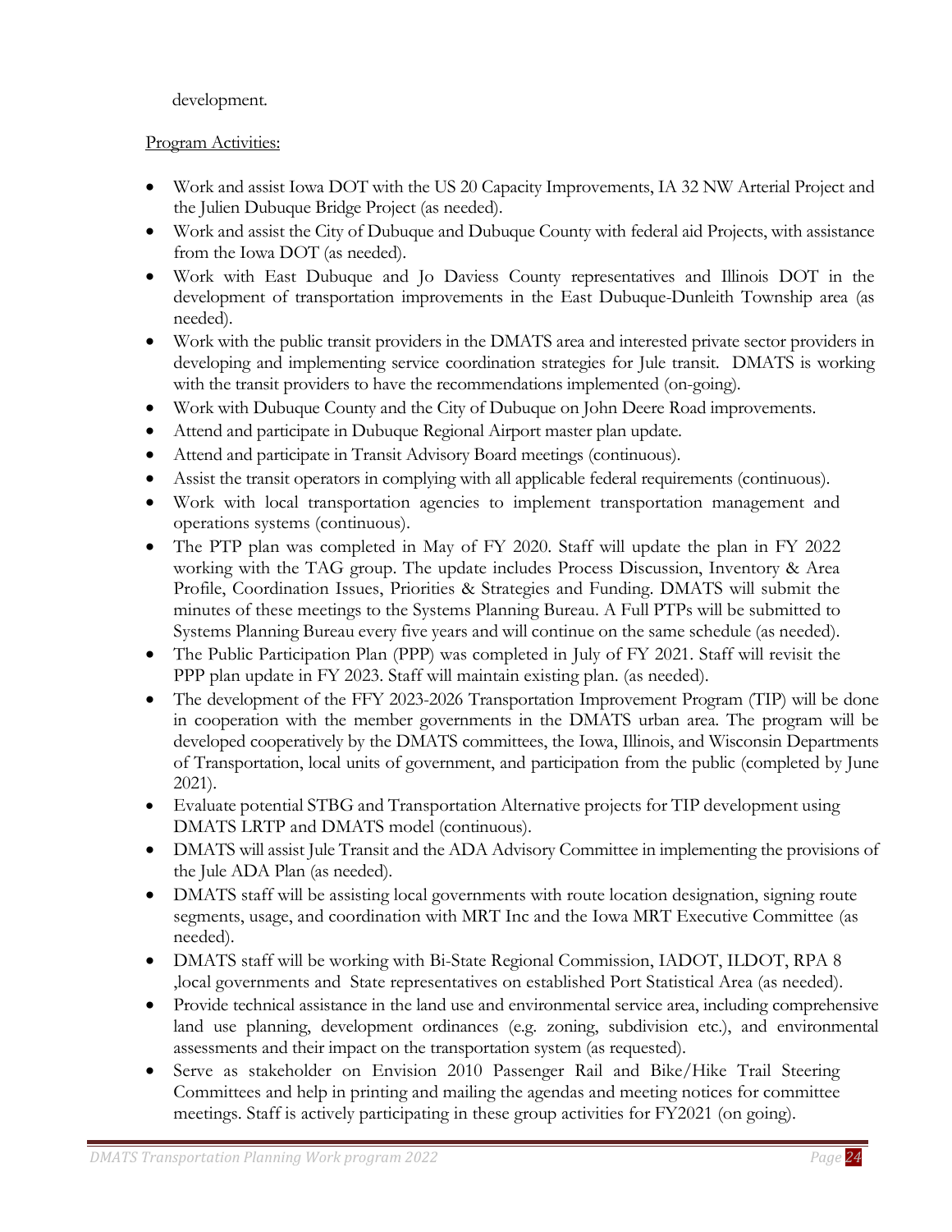development.

Program Activities:

- Work and assist Iowa DOT with the US 20 Capacity Improvements, IA 32 NW Arterial Project and the Julien Dubuque Bridge Project (as needed).
- Work and assist the City of Dubuque and Dubuque County with federal aid Projects, with assistance from the Iowa DOT (as needed).
- Work with East Dubuque and Jo Daviess County representatives and Illinois DOT in the development of transportation improvements in the East Dubuque-Dunleith Township area (as needed).
- Work with the public transit providers in the DMATS area and interested private sector providers in developing and implementing service coordination strategies for Jule transit. DMATS is working with the transit providers to have the recommendations implemented (on-going).
- Work with Dubuque County and the City of Dubuque on John Deere Road improvements.
- Attend and participate in Dubuque Regional Airport master plan update.
- Attend and participate in Transit Advisory Board meetings (continuous).
- Assist the transit operators in complying with all applicable federal requirements (continuous).
- Work with local transportation agencies to implement transportation management and operations systems (continuous).
- The PTP plan was completed in May of FY 2020. Staff will update the plan in FY 2022 working with the TAG group. The update includes Process Discussion, Inventory & Area Profile, Coordination Issues, Priorities & Strategies and Funding. DMATS will submit the minutes of these meetings to the Systems Planning Bureau. A Full PTPs will be submitted to Systems Planning Bureau every five years and will continue on the same schedule (as needed).
- The Public Participation Plan (PPP) was completed in July of FY 2021. Staff will revisit the PPP plan update in FY 2023. Staff will maintain existing plan. (as needed).
- The development of the FFY 2023-2026 Transportation Improvement Program (TIP) will be done in cooperation with the member governments in the DMATS urban area. The program will be developed cooperatively by the DMATS committees, the Iowa, Illinois, and Wisconsin Departments of Transportation, local units of government, and participation from the public (completed by June 2021).
- Evaluate potential STBG and Transportation Alternative projects for TIP development using DMATS LRTP and DMATS model (continuous).
- DMATS will assist Jule Transit and the ADA Advisory Committee in implementing the provisions of the Jule ADA Plan (as needed).
- DMATS staff will be assisting local governments with route location designation, signing route segments, usage, and coordination with MRT Inc and the Iowa MRT Executive Committee (as needed).
- DMATS staff will be working with Bi-State Regional Commission, IADOT, ILDOT, RPA 8 ,local governments and State representatives on established Port Statistical Area (as needed).
- Provide technical assistance in the land use and environmental service area, including comprehensive land use planning, development ordinances (e.g. zoning, subdivision etc.), and environmental assessments and their impact on the transportation system (as requested).
- Serve as stakeholder on Envision 2010 Passenger Rail and Bike/Hike Trail Steering Committees and help in printing and mailing the agendas and meeting notices for committee meetings. Staff is actively participating in these group activities for FY2021 (on going).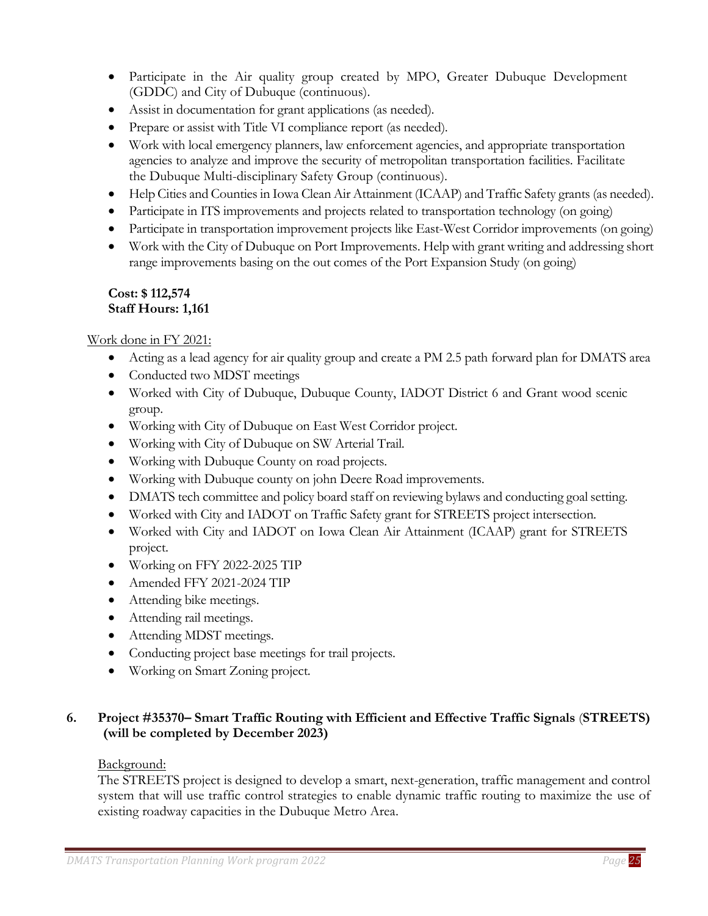- Participate in the Air quality group created by MPO, Greater Dubuque Development (GDDC) and City of Dubuque (continuous).
- Assist in documentation for grant applications (as needed).
- Prepare or assist with Title VI compliance report (as needed).
- Work with local emergency planners, law enforcement agencies, and appropriate transportation agencies to analyze and improve the security of metropolitan transportation facilities. Facilitate the Dubuque Multi-disciplinary Safety Group (continuous).
- Help Cities and Counties in Iowa Clean Air Attainment (ICAAP) and Traffic Safety grants (as needed).
- Participate in ITS improvements and projects related to transportation technology (on going)
- Participate in transportation improvement projects like East-West Corridor improvements (on going)
- Work with the City of Dubuque on Port Improvements. Help with grant writing and addressing short range improvements basing on the out comes of the Port Expansion Study (on going)

**Cost: $ 112,574**
**Staff Hours: 1,161**

Work done in FY 2021:

- Acting as a lead agency for air quality group and create a PM 2.5 path forward plan for DMATS area
- Conducted two MDST meetings
- Worked with City of Dubuque, Dubuque County, IADOT District 6 and Grant wood scenic group.
- Working with City of Dubuque on East West Corridor project.
- Working with City of Dubuque on SW Arterial Trail.
- Working with Dubuque County on road projects.
- Working with Dubuque county on john Deere Road improvements.
- DMATS tech committee and policy board staff on reviewing bylaws and conducting goal setting.
- Worked with City and IADOT on Traffic Safety grant for STREETS project intersection.
- Worked with City and IADOT on Iowa Clean Air Attainment (ICAAP) grant for STREETS project.
- Working on FFY 2022-2025 TIP
- Amended FFY 2021-2024 TIP
- Attending bike meetings.
- Attending rail meetings.
- Attending MDST meetings.
- Conducting project base meetings for trail projects.
- Working on Smart Zoning project.

### 6. Project #35370– Smart Traffic Routing with Efficient and Effective Traffic Signals (STREETS) (will be completed by December 2023)

Background:

The STREETS project is designed to develop a smart, next-generation, traffic management and control system that will use traffic control strategies to enable dynamic traffic routing to maximize the use of existing roadway capacities in the Dubuque Metro Area.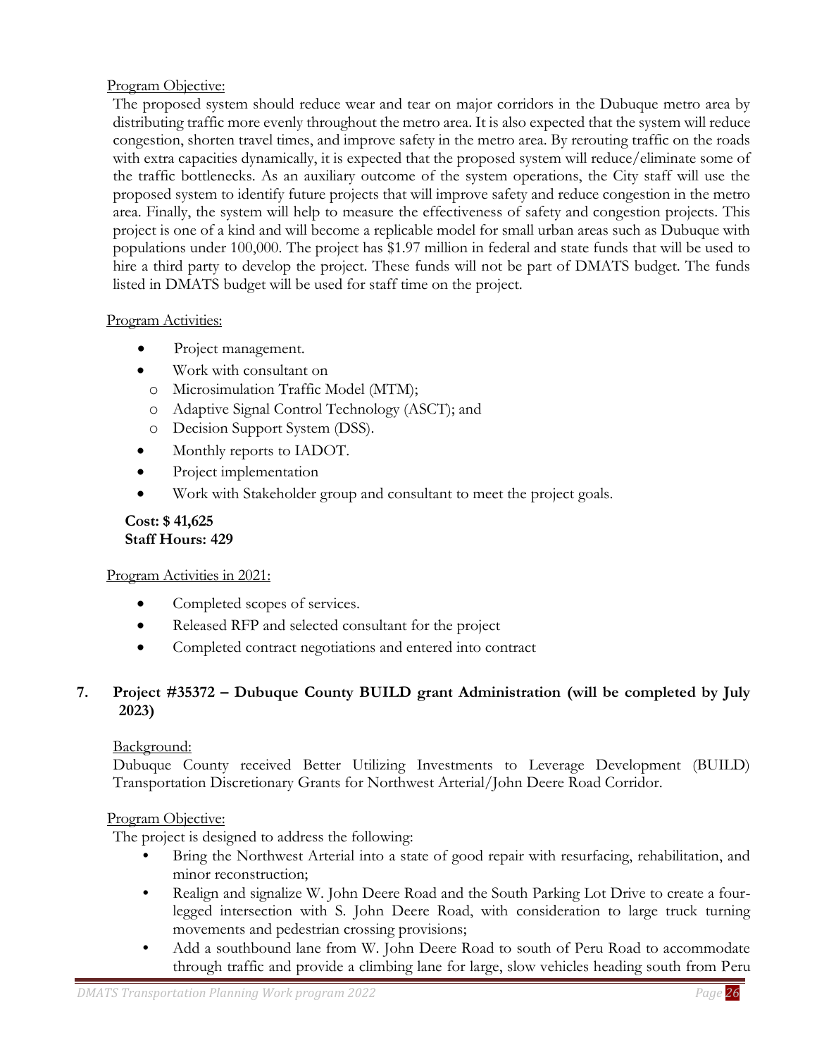Program Objective:

The proposed system should reduce wear and tear on major corridors in the Dubuque metro area by distributing traffic more evenly throughout the metro area. It is also expected that the system will reduce congestion, shorten travel times, and improve safety in the metro area. By rerouting traffic on the roads with extra capacities dynamically, it is expected that the proposed system will reduce/eliminate some of the traffic bottlenecks. As an auxiliary outcome of the system operations, the City staff will use the proposed system to identify future projects that will improve safety and reduce congestion in the metro area. Finally, the system will help to measure the effectiveness of safety and congestion projects. This project is one of a kind and will become a replicable model for small urban areas such as Dubuque with populations under 100,000. The project has $1.97 million in federal and state funds that will be used to hire a third party to develop the project. These funds will not be part of DMATS budget. The funds listed in DMATS budget will be used for staff time on the project.

Program Activities:

- Project management.
- Work with consultant on
  - Microsimulation Traffic Model (MTM);
  - Adaptive Signal Control Technology (ASCT); and
  - Decision Support System (DSS).
- Monthly reports to IADOT.
- Project implementation
- Work with Stakeholder group and consultant to meet the project goals.

**Cost: $ 41,625**
**Staff Hours: 429**

Program Activities in 2021:

- Completed scopes of services.
- Released RFP and selected consultant for the project
- Completed contract negotiations and entered into contract

### 7. Project #35372 – Dubuque County BUILD grant Administration (will be completed by July 2023)

Background:

Dubuque County received Better Utilizing Investments to Leverage Development (BUILD) Transportation Discretionary Grants for Northwest Arterial/John Deere Road Corridor.

Program Objective:

The project is designed to address the following:

- Bring the Northwest Arterial into a state of good repair with resurfacing, rehabilitation, and minor reconstruction;
- Realign and signalize W. John Deere Road and the South Parking Lot Drive to create a four-legged intersection with S. John Deere Road, with consideration to large truck turning movements and pedestrian crossing provisions;
- Add a southbound lane from W. John Deere Road to south of Peru Road to accommodate through traffic and provide a climbing lane for large, slow vehicles heading south from Peru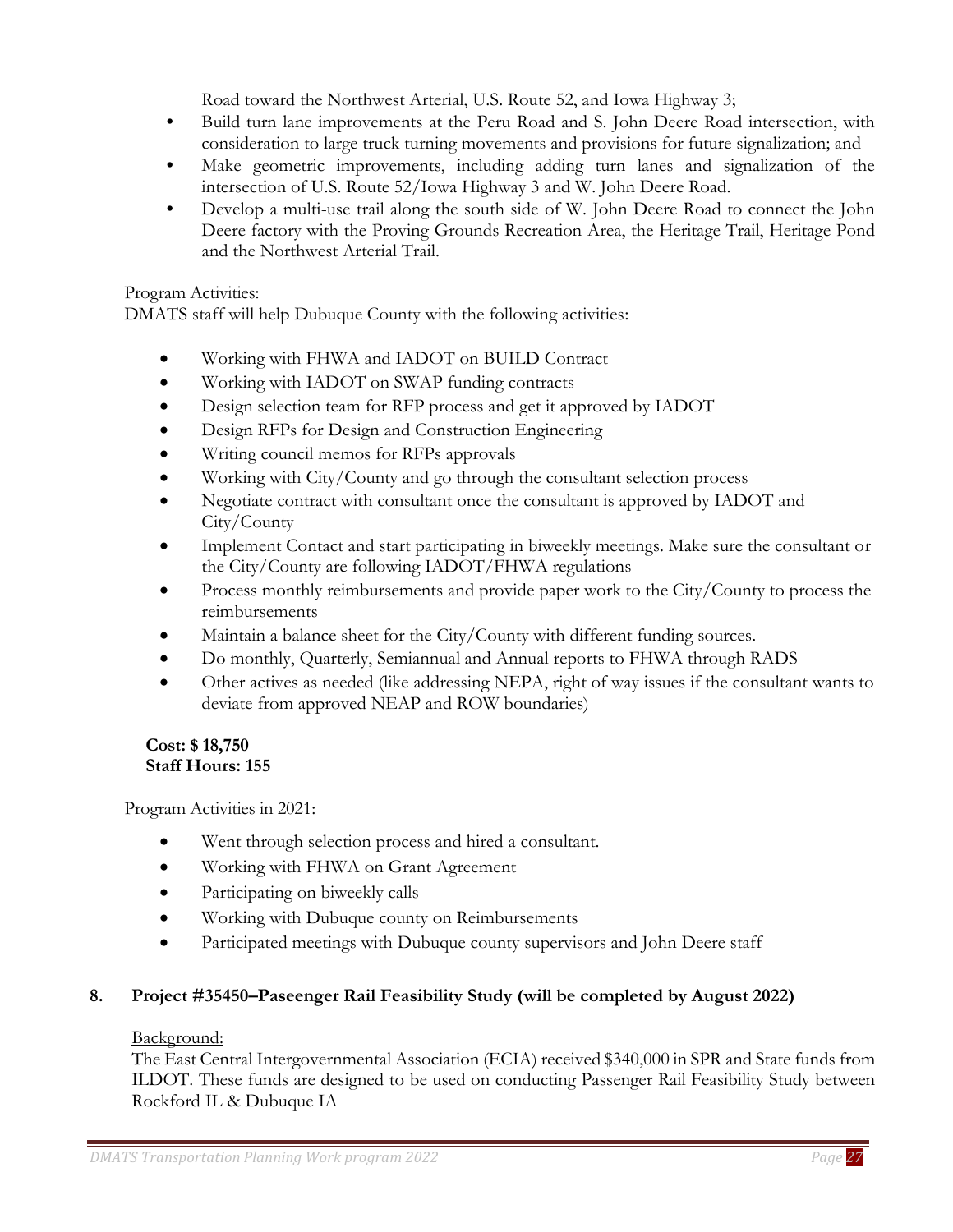Road toward the Northwest Arterial, U.S. Route 52, and Iowa Highway 3;

- Build turn lane improvements at the Peru Road and S. John Deere Road intersection, with consideration to large truck turning movements and provisions for future signalization; and
- Make geometric improvements, including adding turn lanes and signalization of the intersection of U.S. Route 52/Iowa Highway 3 and W. John Deere Road.
- Develop a multi-use trail along the south side of W. John Deere Road to connect the John Deere factory with the Proving Grounds Recreation Area, the Heritage Trail, Heritage Pond and the Northwest Arterial Trail.

Program Activities:

DMATS staff will help Dubuque County with the following activities:

- Working with FHWA and IADOT on BUILD Contract
- Working with IADOT on SWAP funding contracts
- Design selection team for RFP process and get it approved by IADOT
- Design RFPs for Design and Construction Engineering
- Writing council memos for RFPs approvals
- Working with City/County and go through the consultant selection process
- Negotiate contract with consultant once the consultant is approved by IADOT and City/County
- Implement Contact and start participating in biweekly meetings. Make sure the consultant or the City/County are following IADOT/FHWA regulations
- Process monthly reimbursements and provide paper work to the City/County to process the reimbursements
- Maintain a balance sheet for the City/County with different funding sources.
- Do monthly, Quarterly, Semiannual and Annual reports to FHWA through RADS
- Other actives as needed (like addressing NEPA, right of way issues if the consultant wants to deviate from approved NEAP and ROW boundaries)

**Cost: $ 18,750**
**Staff Hours: 155**

Program Activities in 2021:

- Went through selection process and hired a consultant.
- Working with FHWA on Grant Agreement
- Participating on biweekly calls
- Working with Dubuque county on Reimbursements
- Participated meetings with Dubuque county supervisors and John Deere staff

## 8. Project #35450–Paseenger Rail Feasibility Study (will be completed by August 2022)

Background:

The East Central Intergovernmental Association (ECIA) received $340,000 in SPR and State funds from ILDOT. These funds are designed to be used on conducting Passenger Rail Feasibility Study between Rockford IL & Dubuque IA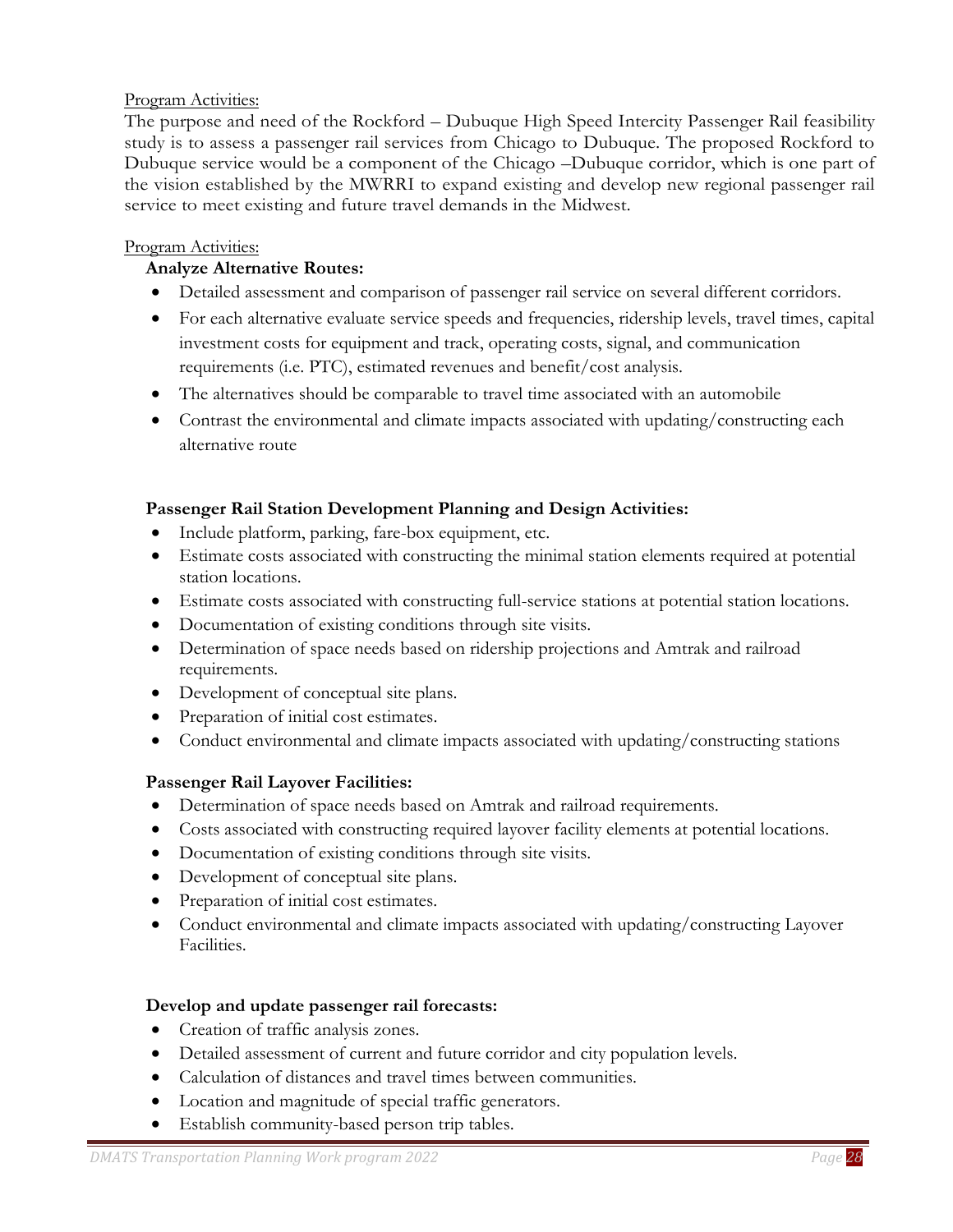Program Activities:
The purpose and need of the Rockford – Dubuque High Speed Intercity Passenger Rail feasibility study is to assess a passenger rail services from Chicago to Dubuque. The proposed Rockford to Dubuque service would be a component of the Chicago –Dubuque corridor, which is one part of the vision established by the MWRRI to expand existing and develop new regional passenger rail service to meet existing and future travel demands in the Midwest.

Program Activities:

**Analyze Alternative Routes:**

- Detailed assessment and comparison of passenger rail service on several different corridors.
- For each alternative evaluate service speeds and frequencies, ridership levels, travel times, capital investment costs for equipment and track, operating costs, signal, and communication requirements (i.e. PTC), estimated revenues and benefit/cost analysis.
- The alternatives should be comparable to travel time associated with an automobile
- Contrast the environmental and climate impacts associated with updating/constructing each alternative route

**Passenger Rail Station Development Planning and Design Activities:**

- Include platform, parking, fare-box equipment, etc.
- Estimate costs associated with constructing the minimal station elements required at potential station locations.
- Estimate costs associated with constructing full-service stations at potential station locations.
- Documentation of existing conditions through site visits.
- Determination of space needs based on ridership projections and Amtrak and railroad requirements.
- Development of conceptual site plans.
- Preparation of initial cost estimates.
- Conduct environmental and climate impacts associated with updating/constructing stations

**Passenger Rail Layover Facilities:**

- Determination of space needs based on Amtrak and railroad requirements.
- Costs associated with constructing required layover facility elements at potential locations.
- Documentation of existing conditions through site visits.
- Development of conceptual site plans.
- Preparation of initial cost estimates.
- Conduct environmental and climate impacts associated with updating/constructing Layover Facilities.

**Develop and update passenger rail forecasts:**

- Creation of traffic analysis zones.
- Detailed assessment of current and future corridor and city population levels.
- Calculation of distances and travel times between communities.
- Location and magnitude of special traffic generators.
- Establish community-based person trip tables.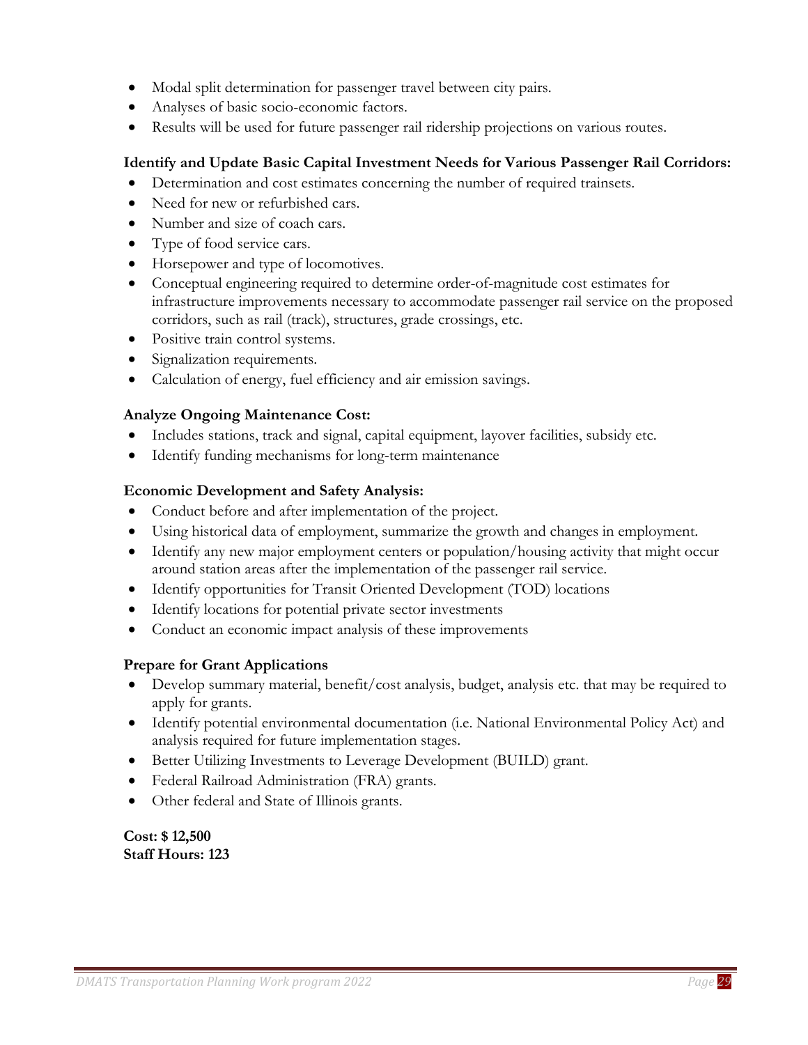- Modal split determination for passenger travel between city pairs.
- Analyses of basic socio-economic factors.
- Results will be used for future passenger rail ridership projections on various routes.

**Identify and Update Basic Capital Investment Needs for Various Passenger Rail Corridors:**

- Determination and cost estimates concerning the number of required trainsets.
- Need for new or refurbished cars.
- Number and size of coach cars.
- Type of food service cars.
- Horsepower and type of locomotives.
- Conceptual engineering required to determine order-of-magnitude cost estimates for infrastructure improvements necessary to accommodate passenger rail service on the proposed corridors, such as rail (track), structures, grade crossings, etc.
- Positive train control systems.
- Signalization requirements.
- Calculation of energy, fuel efficiency and air emission savings.

**Analyze Ongoing Maintenance Cost:**

- Includes stations, track and signal, capital equipment, layover facilities, subsidy etc.
- Identify funding mechanisms for long-term maintenance

**Economic Development and Safety Analysis:**

- Conduct before and after implementation of the project.
- Using historical data of employment, summarize the growth and changes in employment.
- Identify any new major employment centers or population/housing activity that might occur around station areas after the implementation of the passenger rail service.
- Identify opportunities for Transit Oriented Development (TOD) locations
- Identify locations for potential private sector investments
- Conduct an economic impact analysis of these improvements

**Prepare for Grant Applications**

- Develop summary material, benefit/cost analysis, budget, analysis etc. that may be required to apply for grants.
- Identify potential environmental documentation (i.e. National Environmental Policy Act) and analysis required for future implementation stages.
- Better Utilizing Investments to Leverage Development (BUILD) grant.
- Federal Railroad Administration (FRA) grants.
- Other federal and State of Illinois grants.

**Cost: $ 12,500**
**Staff Hours: 123**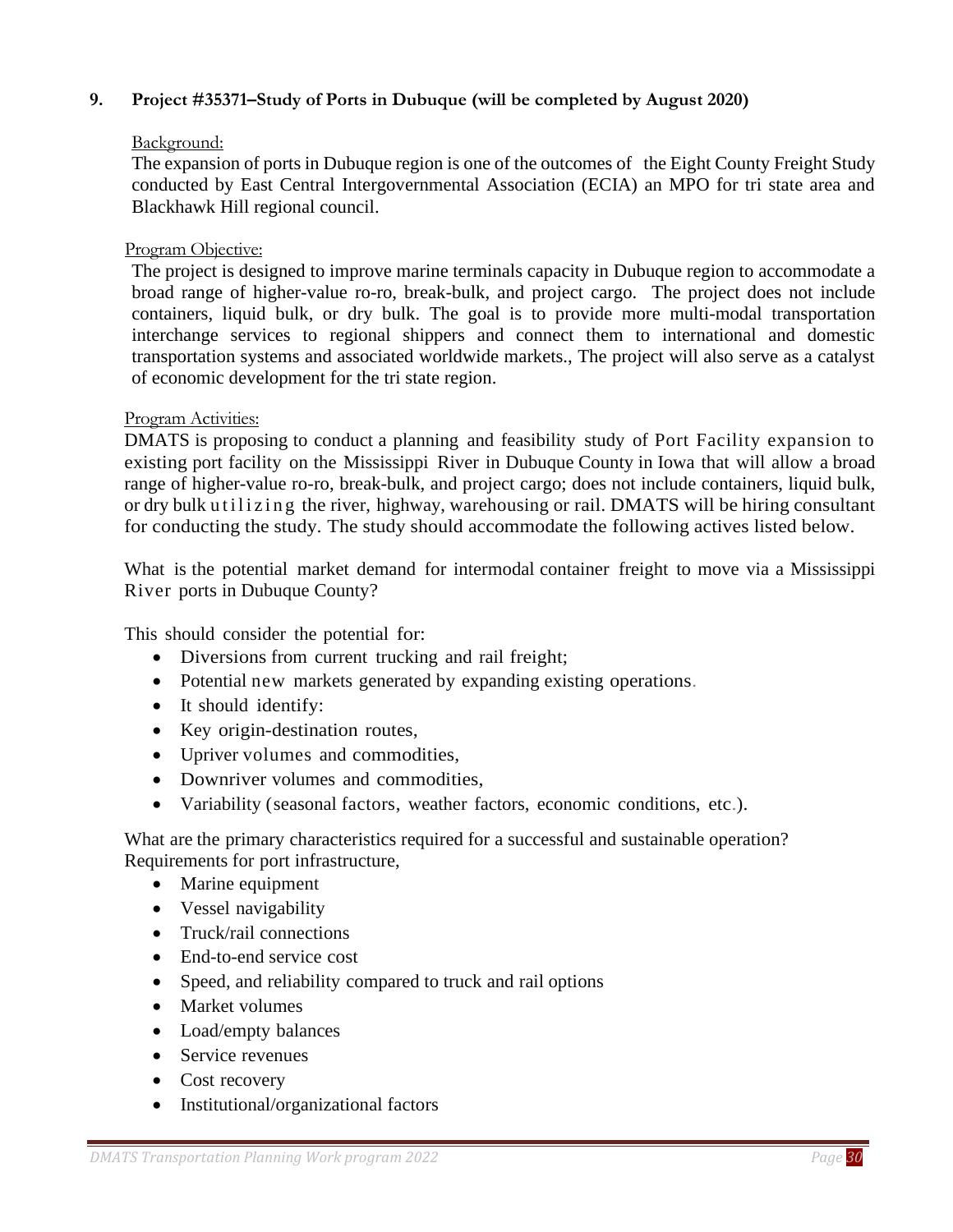**9. Project #35371–Study of Ports in Dubuque (will be completed by August 2020)**

Background:

The expansion of ports in Dubuque region is one of the outcomes of the Eight County Freight Study conducted by East Central Intergovernmental Association (ECIA) an MPO for tri state area and Blackhawk Hill regional council.

Program Objective:

The project is designed to improve marine terminals capacity in Dubuque region to accommodate a broad range of higher-value ro-ro, break-bulk, and project cargo. The project does not include containers, liquid bulk, or dry bulk. The goal is to provide more multi-modal transportation interchange services to regional shippers and connect them to international and domestic transportation systems and associated worldwide markets., The project will also serve as a catalyst of economic development for the tri state region.

Program Activities:

DMATS is proposing to conduct a planning and feasibility study of Port Facility expansion to existing port facility on the Mississippi River in Dubuque County in Iowa that will allow a broad range of higher-value ro-ro, break-bulk, and project cargo; does not include containers, liquid bulk, or dry bulk utilizing the river, highway, warehousing or rail. DMATS will be hiring consultant for conducting the study. The study should accommodate the following actives listed below.

What is the potential market demand for intermodal container freight to move via a Mississippi River ports in Dubuque County?

This should consider the potential for:

- Diversions from current trucking and rail freight;
- Potential new markets generated by expanding existing operations.
- It should identify:
- Key origin-destination routes,
- Upriver volumes and commodities,
- Downriver volumes and commodities,
- Variability (seasonal factors, weather factors, economic conditions, etc.).

What are the primary characteristics required for a successful and sustainable operation?
Requirements for port infrastructure,

- Marine equipment
- Vessel navigability
- Truck/rail connections
- End-to-end service cost
- Speed, and reliability compared to truck and rail options
- Market volumes
- Load/empty balances
- Service revenues
- Cost recovery
- Institutional/organizational factors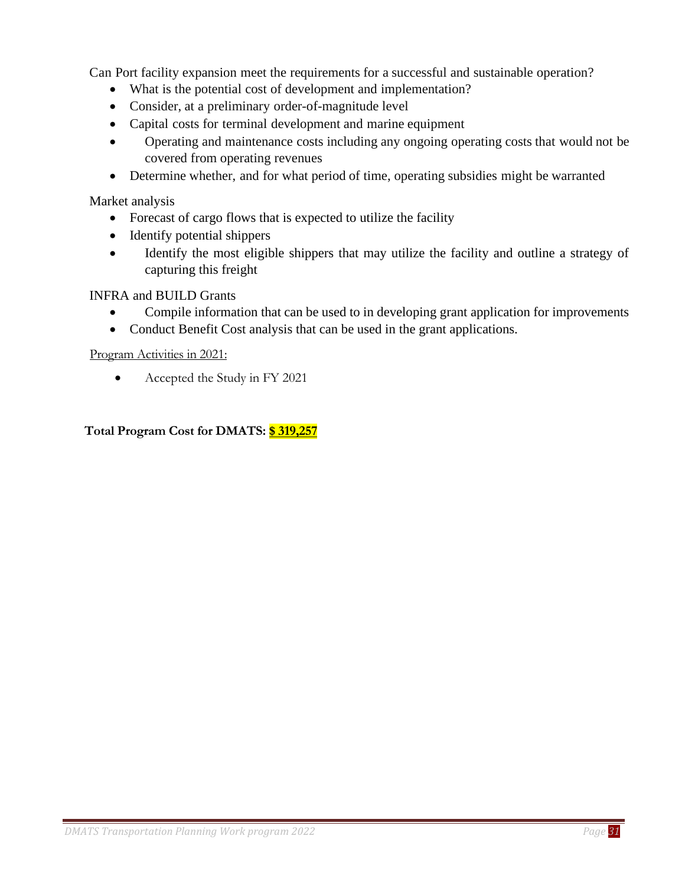Can Port facility expansion meet the requirements for a successful and sustainable operation?

- What is the potential cost of development and implementation?
- Consider, at a preliminary order-of-magnitude level
- Capital costs for terminal development and marine equipment
- Operating and maintenance costs including any ongoing operating costs that would not be covered from operating revenues
- Determine whether, and for what period of time, operating subsidies might be warranted

Market analysis

- Forecast of cargo flows that is expected to utilize the facility
- Identify potential shippers
- Identify the most eligible shippers that may utilize the facility and outline a strategy of capturing this freight

INFRA and BUILD Grants

- Compile information that can be used to in developing grant application for improvements
- Conduct Benefit Cost analysis that can be used in the grant applications.

Program Activities in 2021:

- Accepted the Study in FY 2021

**Total Program Cost for DMATS: $ 319,257**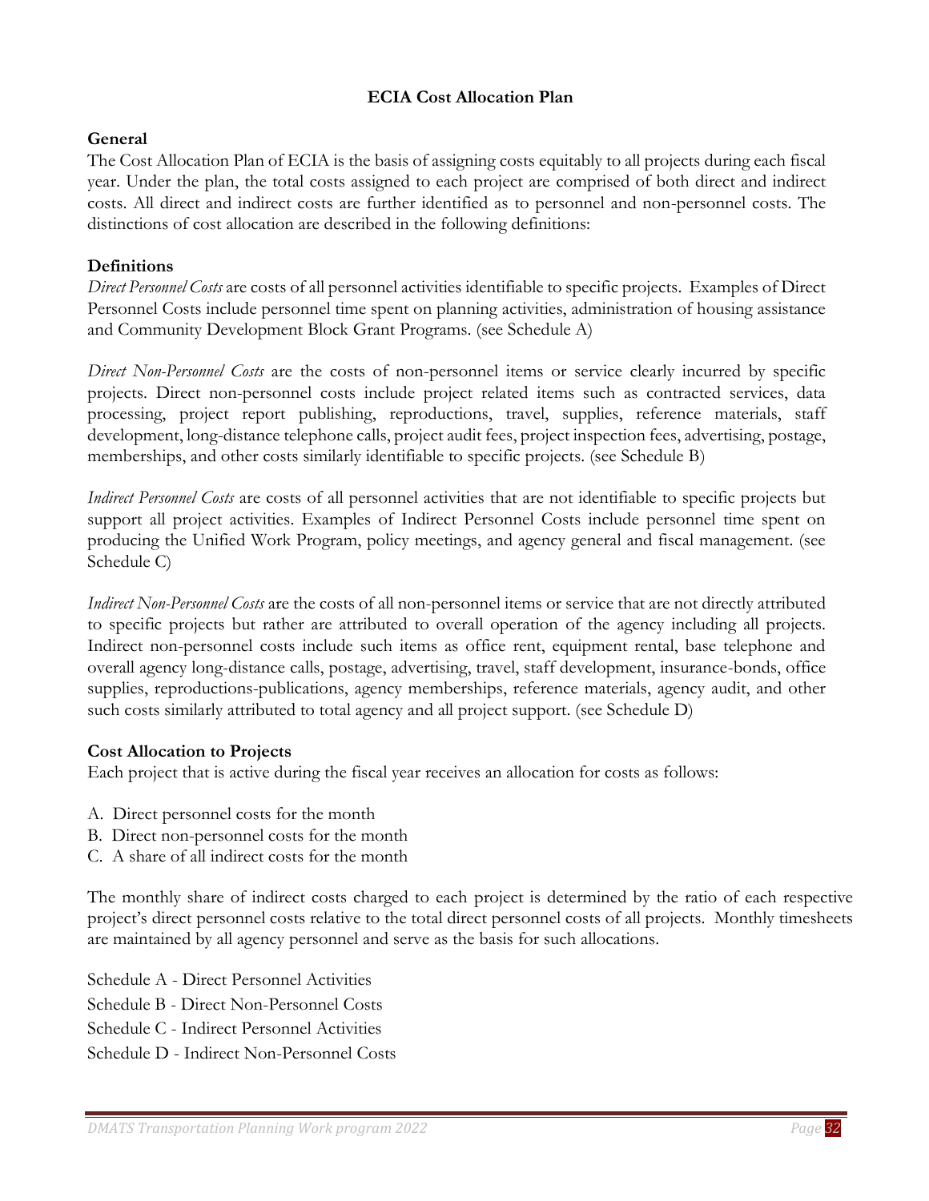## ECIA Cost Allocation Plan

### General

The Cost Allocation Plan of ECIA is the basis of assigning costs equitably to all projects during each fiscal year. Under the plan, the total costs assigned to each project are comprised of both direct and indirect costs. All direct and indirect costs are further identified as to personnel and non-personnel costs. The distinctions of cost allocation are described in the following definitions:

### Definitions

*Direct Personnel Costs* are costs of all personnel activities identifiable to specific projects. Examples of Direct Personnel Costs include personnel time spent on planning activities, administration of housing assistance and Community Development Block Grant Programs. (see Schedule A)

*Direct Non-Personnel Costs* are the costs of non-personnel items or service clearly incurred by specific projects. Direct non-personnel costs include project related items such as contracted services, data processing, project report publishing, reproductions, travel, supplies, reference materials, staff development, long-distance telephone calls, project audit fees, project inspection fees, advertising, postage, memberships, and other costs similarly identifiable to specific projects. (see Schedule B)

*Indirect Personnel Costs* are costs of all personnel activities that are not identifiable to specific projects but support all project activities. Examples of Indirect Personnel Costs include personnel time spent on producing the Unified Work Program, policy meetings, and agency general and fiscal management. (see Schedule C)

*Indirect Non-Personnel Costs* are the costs of all non-personnel items or service that are not directly attributed to specific projects but rather are attributed to overall operation of the agency including all projects. Indirect non-personnel costs include such items as office rent, equipment rental, base telephone and overall agency long-distance calls, postage, advertising, travel, staff development, insurance-bonds, office supplies, reproductions-publications, agency memberships, reference materials, agency audit, and other such costs similarly attributed to total agency and all project support. (see Schedule D)

### Cost Allocation to Projects

Each project that is active during the fiscal year receives an allocation for costs as follows:

A. Direct personnel costs for the month
B. Direct non-personnel costs for the month
C. A share of all indirect costs for the month

The monthly share of indirect costs charged to each project is determined by the ratio of each respective project's direct personnel costs relative to the total direct personnel costs of all projects. Monthly timesheets are maintained by all agency personnel and serve as the basis for such allocations.

Schedule A - Direct Personnel Activities

Schedule B - Direct Non-Personnel Costs

Schedule C - Indirect Personnel Activities

Schedule D - Indirect Non-Personnel Costs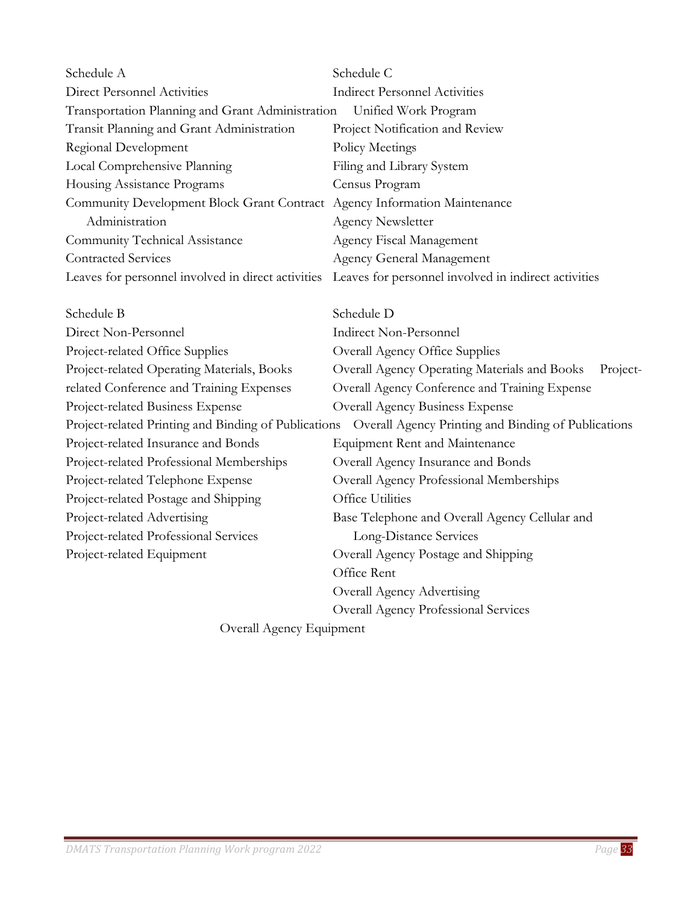Schedule A

Direct Personnel Activities

- Transportation Planning and Grant Administration
- Transit Planning and Grant Administration
- Regional Development
- Local Comprehensive Planning
- Housing Assistance Programs
- Community Development Block Grant Contract Administration
- Community Technical Assistance
- Contracted Services
- Leaves for personnel involved in direct activities

Schedule C

Indirect Personnel Activities

- Unified Work Program
- Project Notification and Review
- Policy Meetings
- Filing and Library System
- Census Program
- Agency Information Maintenance
- Agency Newsletter
- Agency Fiscal Management
- Agency General Management
- Leaves for personnel involved in indirect activities

Schedule B

Direct Non-Personnel

- Project-related Office Supplies
- Project-related Operating Materials, Books
- Project-related Conference and Training Expenses
- Project-related Business Expense
- Project-related Printing and Binding of Publications
- Project-related Insurance and Bonds
- Project-related Professional Memberships
- Project-related Telephone Expense
- Project-related Postage and Shipping
- Project-related Advertising
- Project-related Professional Services
- Project-related Equipment

Schedule D

Indirect Non-Personnel

- Overall Agency Office Supplies
- Overall Agency Operating Materials and Books
- Overall Agency Conference and Training Expense
- Overall Agency Business Expense
- Overall Agency Printing and Binding of Publications
- Equipment Rent and Maintenance
- Overall Agency Insurance and Bonds
- Overall Agency Professional Memberships
- Office Utilities
- Base Telephone and Overall Agency Cellular and Long-Distance Services
- Overall Agency Postage and Shipping
- Office Rent
- Overall Agency Advertising
- Overall Agency Professional Services
- Overall Agency Equipment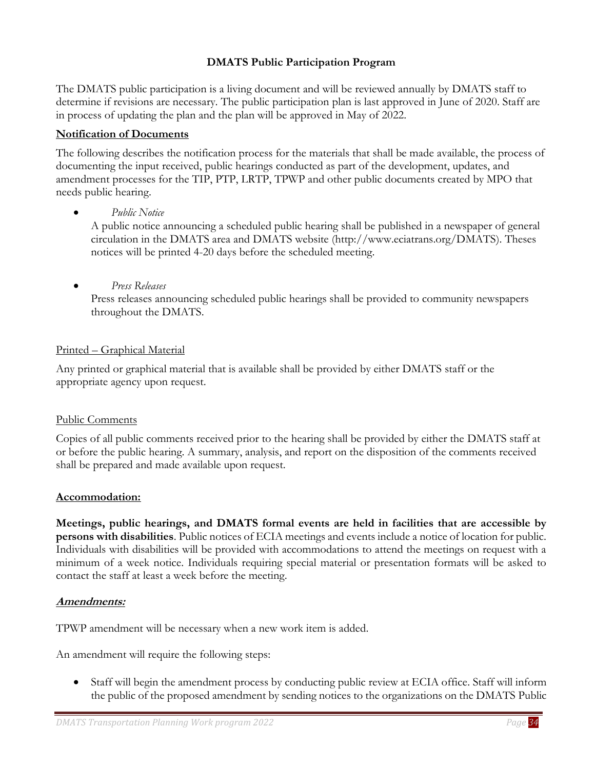## DMATS Public Participation Program

The DMATS public participation is a living document and will be reviewed annually by DMATS staff to determine if revisions are necessary. The public participation plan is last approved in June of 2020. Staff are in process of updating the plan and the plan will be approved in May of 2022.

### Notification of Documents

The following describes the notification process for the materials that shall be made available, the process of documenting the input received, public hearings conducted as part of the development, updates, and amendment processes for the TIP, PTP, LRTP, TPWP and other public documents created by MPO that needs public hearing.

- *Public Notice*
  A public notice announcing a scheduled public hearing shall be published in a newspaper of general circulation in the DMATS area and DMATS website (http://www.eciatrans.org/DMATS). Theses notices will be printed 4-20 days before the scheduled meeting.

- *Press Releases*
  Press releases announcing scheduled public hearings shall be provided to community newspapers throughout the DMATS.

#### Printed – Graphical Material

Any printed or graphical material that is available shall be provided by either DMATS staff or the appropriate agency upon request.

#### Public Comments

Copies of all public comments received prior to the hearing shall be provided by either the DMATS staff at or before the public hearing. A summary, analysis, and report on the disposition of the comments received shall be prepared and made available upon request.

### Accommodation:

**Meetings, public hearings, and DMATS formal events are held in facilities that are accessible by persons with disabilities**. Public notices of ECIA meetings and events include a notice of location for public. Individuals with disabilities will be provided with accommodations to attend the meetings on request with a minimum of a week notice. Individuals requiring special material or presentation formats will be asked to contact the staff at least a week before the meeting.

### *Amendments:*

TPWP amendment will be necessary when a new work item is added.

An amendment will require the following steps:

- Staff will begin the amendment process by conducting public review at ECIA office. Staff will inform the public of the proposed amendment by sending notices to the organizations on the DMATS Public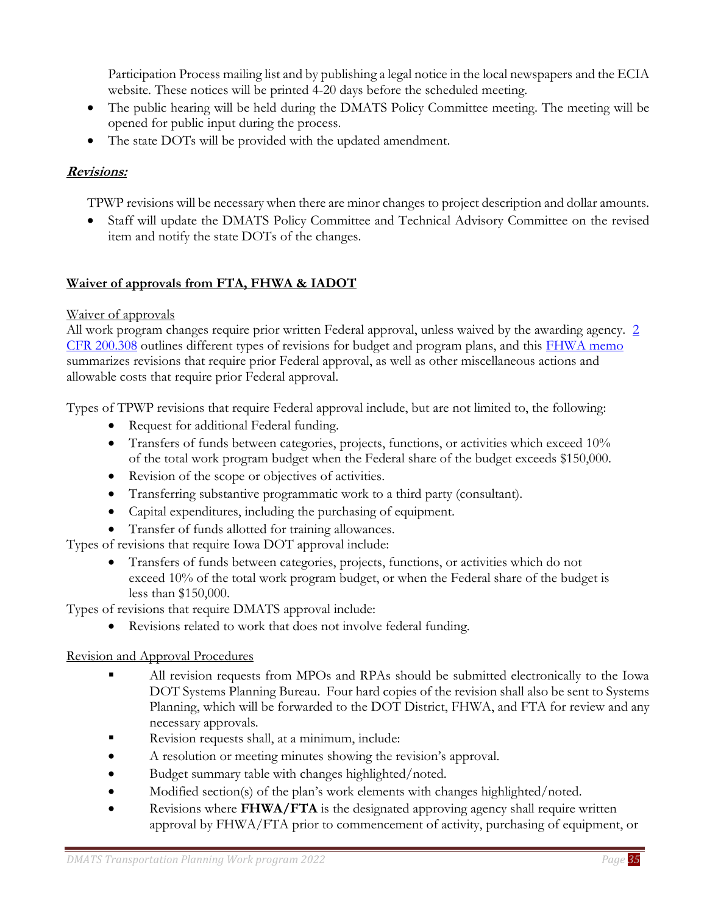Participation Process mailing list and by publishing a legal notice in the local newspapers and the ECIA website. These notices will be printed 4-20 days before the scheduled meeting.

- The public hearing will be held during the DMATS Policy Committee meeting. The meeting will be opened for public input during the process.
- The state DOTs will be provided with the updated amendment.

***Revisions:***

TPWP revisions will be necessary when there are minor changes to project description and dollar amounts.

- Staff will update the DMATS Policy Committee and Technical Advisory Committee on the revised item and notify the state DOTs of the changes.

## Waiver of approvals from FTA, FHWA & IADOT

Waiver of approvals

All work program changes require prior written Federal approval, unless waived by the awarding agency. 2 CFR 200.308 outlines different types of revisions for budget and program plans, and this FHWA memo summarizes revisions that require prior Federal approval, as well as other miscellaneous actions and allowable costs that require prior Federal approval.

Types of TPWP revisions that require Federal approval include, but are not limited to, the following:

- Request for additional Federal funding.
- Transfers of funds between categories, projects, functions, or activities which exceed 10% of the total work program budget when the Federal share of the budget exceeds $150,000.
- Revision of the scope or objectives of activities.
- Transferring substantive programmatic work to a third party (consultant).
- Capital expenditures, including the purchasing of equipment.
- Transfer of funds allotted for training allowances.

Types of revisions that require Iowa DOT approval include:

- Transfers of funds between categories, projects, functions, or activities which do not exceed 10% of the total work program budget, or when the Federal share of the budget is less than $150,000.

Types of revisions that require DMATS approval include:

- Revisions related to work that does not involve federal funding.

Revision and Approval Procedures

- All revision requests from MPOs and RPAs should be submitted electronically to the Iowa DOT Systems Planning Bureau. Four hard copies of the revision shall also be sent to Systems Planning, which will be forwarded to the DOT District, FHWA, and FTA for review and any necessary approvals.
- Revision requests shall, at a minimum, include:
- A resolution or meeting minutes showing the revision's approval.
- Budget summary table with changes highlighted/noted.
- Modified section(s) of the plan's work elements with changes highlighted/noted.
- Revisions where **FHWA/FTA** is the designated approving agency shall require written approval by FHWA/FTA prior to commencement of activity, purchasing of equipment, or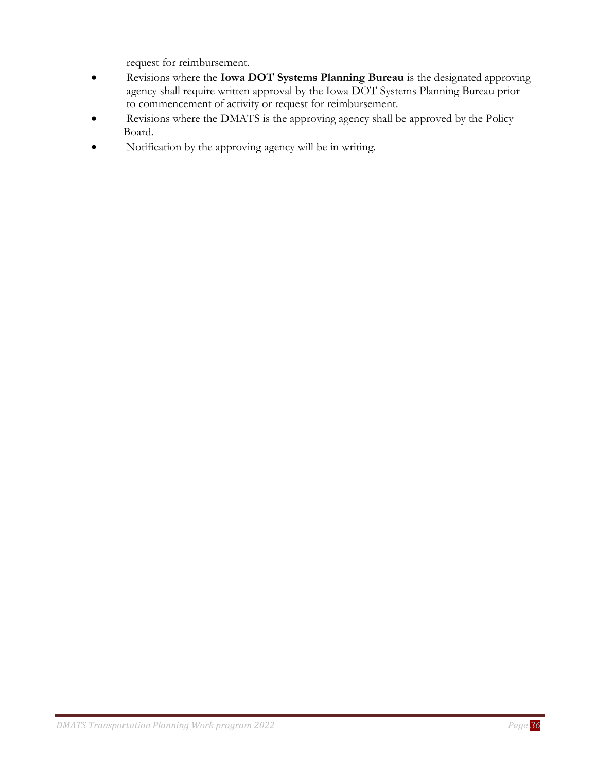request for reimbursement.

- Revisions where the **Iowa DOT Systems Planning Bureau** is the designated approving agency shall require written approval by the Iowa DOT Systems Planning Bureau prior to commencement of activity or request for reimbursement.
- Revisions where the DMATS is the approving agency shall be approved by the Policy Board.
- Notification by the approving agency will be in writing.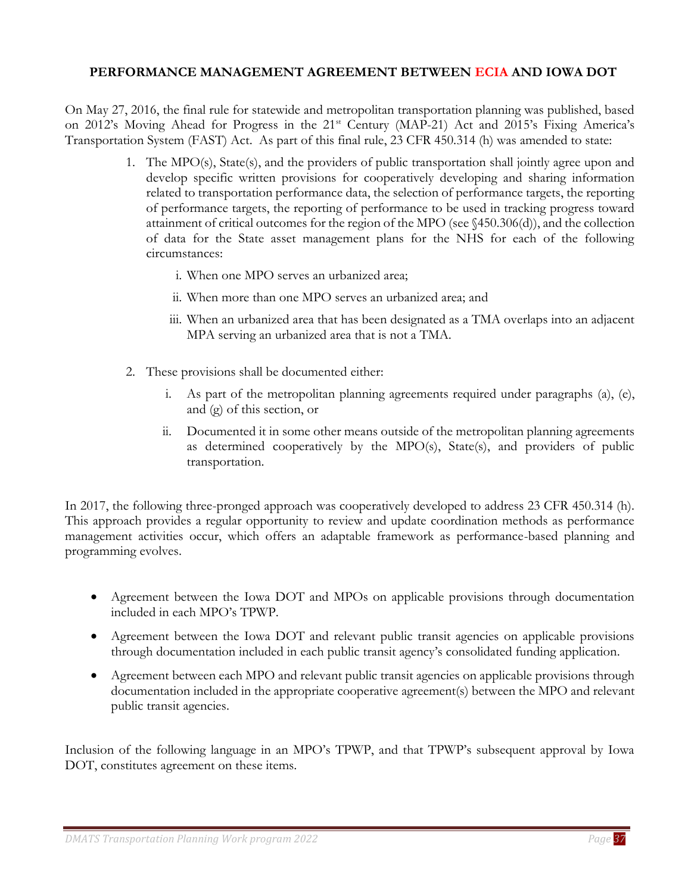## PERFORMANCE MANAGEMENT AGREEMENT BETWEEN ECIA AND IOWA DOT

On May 27, 2016, the final rule for statewide and metropolitan transportation planning was published, based on 2012's Moving Ahead for Progress in the 21st Century (MAP-21) Act and 2015's Fixing America's Transportation System (FAST) Act. As part of this final rule, 23 CFR 450.314 (h) was amended to state:

1. The MPO(s), State(s), and the providers of public transportation shall jointly agree upon and develop specific written provisions for cooperatively developing and sharing information related to transportation performance data, the selection of performance targets, the reporting of performance targets, the reporting of performance to be used in tracking progress toward attainment of critical outcomes for the region of the MPO (see §450.306(d)), and the collection of data for the State asset management plans for the NHS for each of the following circumstances:
   1. When one MPO serves an urbanized area;
   2. When more than one MPO serves an urbanized area; and
   3. When an urbanized area that has been designated as a TMA overlaps into an adjacent MPA serving an urbanized area that is not a TMA.
2. These provisions shall be documented either:
   1. As part of the metropolitan planning agreements required under paragraphs (a), (e), and (g) of this section, or
   2. Documented it in some other means outside of the metropolitan planning agreements as determined cooperatively by the MPO(s), State(s), and providers of public transportation.

In 2017, the following three-pronged approach was cooperatively developed to address 23 CFR 450.314 (h). This approach provides a regular opportunity to review and update coordination methods as performance management activities occur, which offers an adaptable framework as performance-based planning and programming evolves.

- Agreement between the Iowa DOT and MPOs on applicable provisions through documentation included in each MPO's TPWP.
- Agreement between the Iowa DOT and relevant public transit agencies on applicable provisions through documentation included in each public transit agency's consolidated funding application.
- Agreement between each MPO and relevant public transit agencies on applicable provisions through documentation included in the appropriate cooperative agreement(s) between the MPO and relevant public transit agencies.

Inclusion of the following language in an MPO's TPWP, and that TPWP's subsequent approval by Iowa DOT, constitutes agreement on these items.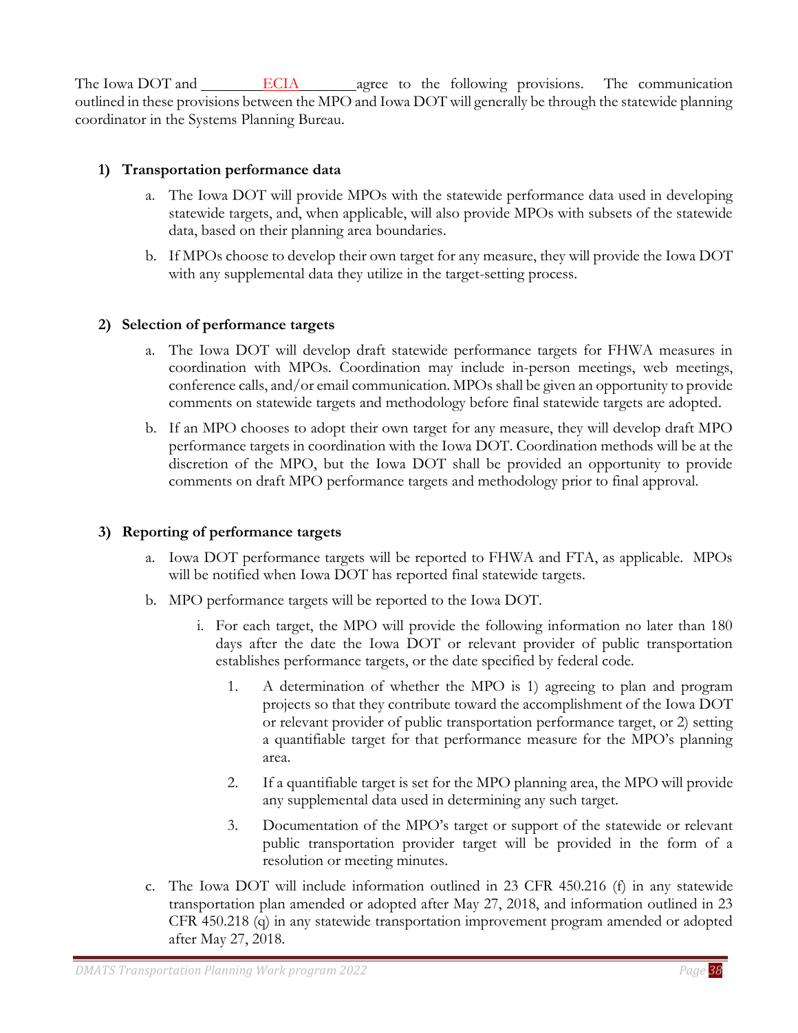The Iowa DOT and ________ECIA________ agree to the following provisions. The communication outlined in these provisions between the MPO and Iowa DOT will generally be through the statewide planning coordinator in the Systems Planning Bureau.

**1) Transportation performance data**

a. The Iowa DOT will provide MPOs with the statewide performance data used in developing statewide targets, and, when applicable, will also provide MPOs with subsets of the statewide data, based on their planning area boundaries.

b. If MPOs choose to develop their own target for any measure, they will provide the Iowa DOT with any supplemental data they utilize in the target-setting process.

**2) Selection of performance targets**

a. The Iowa DOT will develop draft statewide performance targets for FHWA measures in coordination with MPOs. Coordination may include in-person meetings, web meetings, conference calls, and/or email communication. MPOs shall be given an opportunity to provide comments on statewide targets and methodology before final statewide targets are adopted.

b. If an MPO chooses to adopt their own target for any measure, they will develop draft MPO performance targets in coordination with the Iowa DOT. Coordination methods will be at the discretion of the MPO, but the Iowa DOT shall be provided an opportunity to provide comments on draft MPO performance targets and methodology prior to final approval.

**3) Reporting of performance targets**

a. Iowa DOT performance targets will be reported to FHWA and FTA, as applicable. MPOs will be notified when Iowa DOT has reported final statewide targets.

b. MPO performance targets will be reported to the Iowa DOT.

   i. For each target, the MPO will provide the following information no later than 180 days after the date the Iowa DOT or relevant provider of public transportation establishes performance targets, or the date specified by federal code.

      1. A determination of whether the MPO is 1) agreeing to plan and program projects so that they contribute toward the accomplishment of the Iowa DOT or relevant provider of public transportation performance target, or 2) setting a quantifiable target for that performance measure for the MPO's planning area.

      2. If a quantifiable target is set for the MPO planning area, the MPO will provide any supplemental data used in determining any such target.

      3. Documentation of the MPO's target or support of the statewide or relevant public transportation provider target will be provided in the form of a resolution or meeting minutes.

c. The Iowa DOT will include information outlined in 23 CFR 450.216 (f) in any statewide transportation plan amended or adopted after May 27, 2018, and information outlined in 23 CFR 450.218 (q) in any statewide transportation improvement program amended or adopted after May 27, 2018.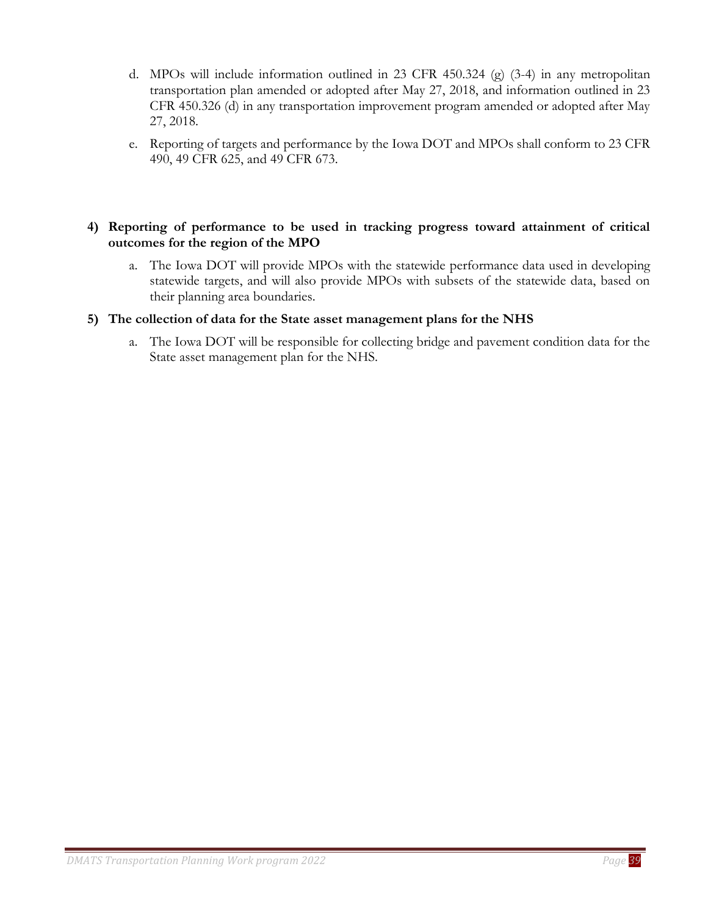d. MPOs will include information outlined in 23 CFR 450.324 (g) (3-4) in any metropolitan transportation plan amended or adopted after May 27, 2018, and information outlined in 23 CFR 450.326 (d) in any transportation improvement program amended or adopted after May 27, 2018.

e. Reporting of targets and performance by the Iowa DOT and MPOs shall conform to 23 CFR 490, 49 CFR 625, and 49 CFR 673.

**4) Reporting of performance to be used in tracking progress toward attainment of critical outcomes for the region of the MPO**

a. The Iowa DOT will provide MPOs with the statewide performance data used in developing statewide targets, and will also provide MPOs with subsets of the statewide data, based on their planning area boundaries.

**5) The collection of data for the State asset management plans for the NHS**

a. The Iowa DOT will be responsible for collecting bridge and pavement condition data for the State asset management plan for the NHS.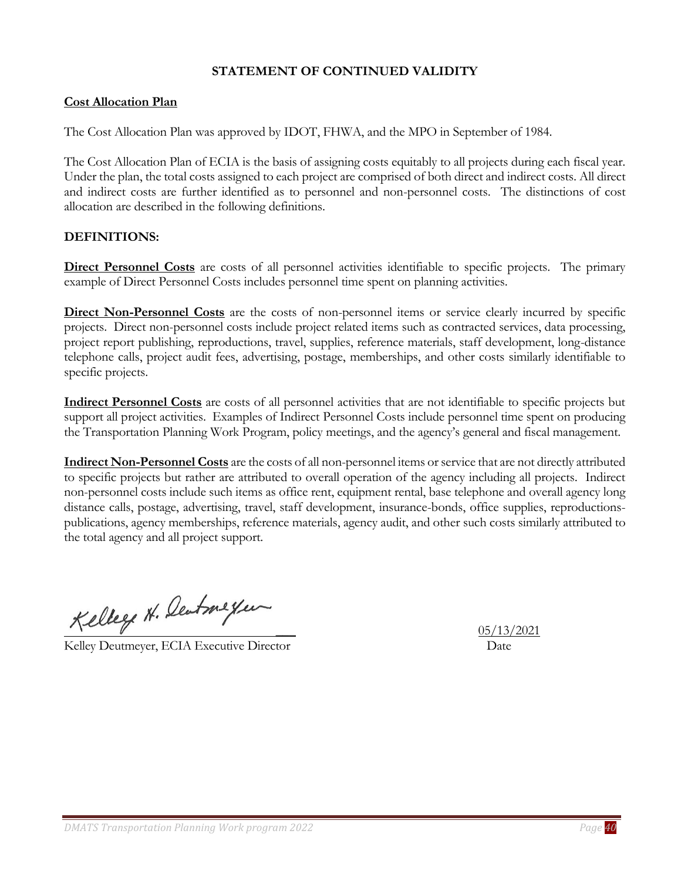## STATEMENT OF CONTINUED VALIDITY

**Cost Allocation Plan**

The Cost Allocation Plan was approved by IDOT, FHWA, and the MPO in September of 1984.

The Cost Allocation Plan of ECIA is the basis of assigning costs equitably to all projects during each fiscal year. Under the plan, the total costs assigned to each project are comprised of both direct and indirect costs. All direct and indirect costs are further identified as to personnel and non-personnel costs. The distinctions of cost allocation are described in the following definitions.

### DEFINITIONS:

**Direct Personnel Costs** are costs of all personnel activities identifiable to specific projects. The primary example of Direct Personnel Costs includes personnel time spent on planning activities.

**Direct Non-Personnel Costs** are the costs of non-personnel items or service clearly incurred by specific projects. Direct non-personnel costs include project related items such as contracted services, data processing, project report publishing, reproductions, travel, supplies, reference materials, staff development, long-distance telephone calls, project audit fees, advertising, postage, memberships, and other costs similarly identifiable to specific projects.

**Indirect Personnel Costs** are costs of all personnel activities that are not identifiable to specific projects but support all project activities. Examples of Indirect Personnel Costs include personnel time spent on producing the Transportation Planning Work Program, policy meetings, and the agency's general and fiscal management.

**Indirect Non-Personnel Costs** are the costs of all non-personnel items or service that are not directly attributed to specific projects but rather are attributed to overall operation of the agency including all projects. Indirect non-personnel costs include such items as office rent, equipment rental, base telephone and overall agency long distance calls, postage, advertising, travel, staff development, insurance-bonds, office supplies, reproductions-publications, agency memberships, reference materials, agency audit, and other such costs similarly attributed to the total agency and all project support.

Kelley H. Deutmeyer

Kelley Deutmeyer, ECIA Executive Director — 05/13/2021 (Date)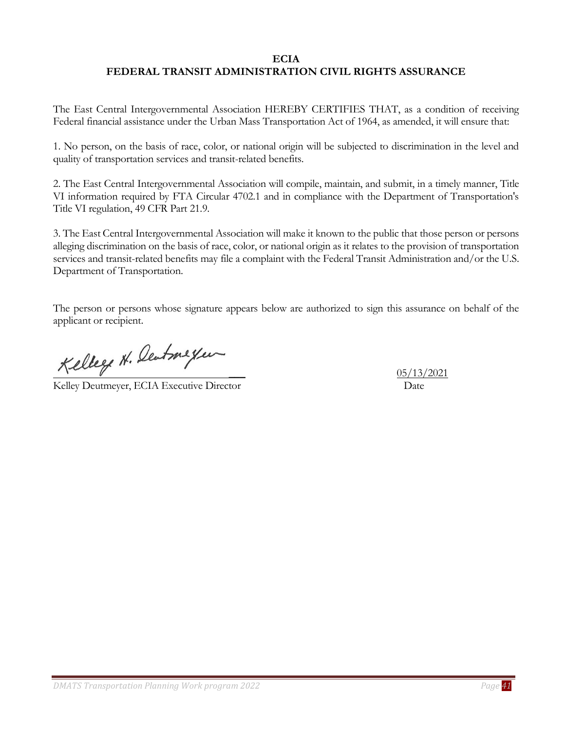**ECIA**
**FEDERAL TRANSIT ADMINISTRATION CIVIL RIGHTS ASSURANCE**

The East Central Intergovernmental Association HEREBY CERTIFIES THAT, as a condition of receiving Federal financial assistance under the Urban Mass Transportation Act of 1964, as amended, it will ensure that:

1. No person, on the basis of race, color, or national origin will be subjected to discrimination in the level and quality of transportation services and transit-related benefits.

2. The East Central Intergovernmental Association will compile, maintain, and submit, in a timely manner, Title VI information required by FTA Circular 4702.1 and in compliance with the Department of Transportation's Title VI regulation, 49 CFR Part 21.9.

3. The East Central Intergovernmental Association will make it known to the public that those person or persons alleging discrimination on the basis of race, color, or national origin as it relates to the provision of transportation services and transit-related benefits may file a complaint with the Federal Transit Administration and/or the U.S. Department of Transportation.

The person or persons whose signature appears below are authorized to sign this assurance on behalf of the applicant or recipient.

Kelley H. Deutmeyer

Kelley Deutmeyer, ECIA Executive Director

05/13/2021
Date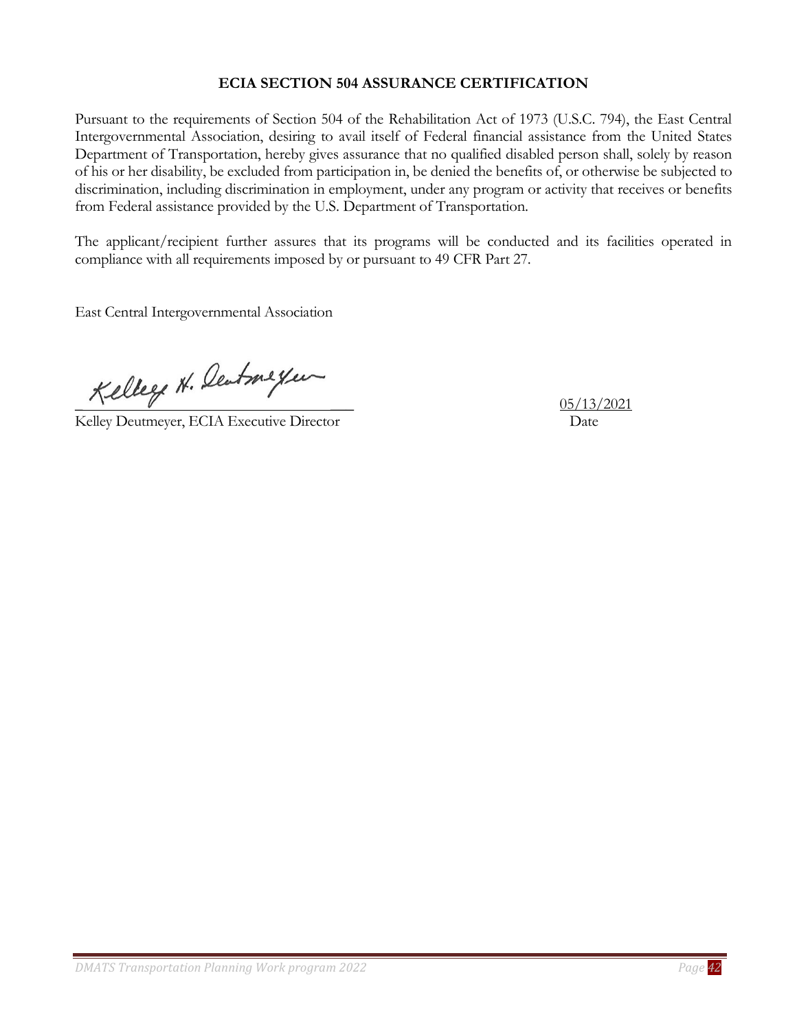## ECIA SECTION 504 ASSURANCE CERTIFICATION

Pursuant to the requirements of Section 504 of the Rehabilitation Act of 1973 (U.S.C. 794), the East Central Intergovernmental Association, desiring to avail itself of Federal financial assistance from the United States Department of Transportation, hereby gives assurance that no qualified disabled person shall, solely by reason of his or her disability, be excluded from participation in, be denied the benefits of, or otherwise be subjected to discrimination, including discrimination in employment, under any program or activity that receives or benefits from Federal assistance provided by the U.S. Department of Transportation.

The applicant/recipient further assures that its programs will be conducted and its facilities operated in compliance with all requirements imposed by or pursuant to 49 CFR Part 27.

East Central Intergovernmental Association

Kelley H. Deutmeyer

Kelley Deutmeyer, ECIA Executive Director

05/13/2021
Date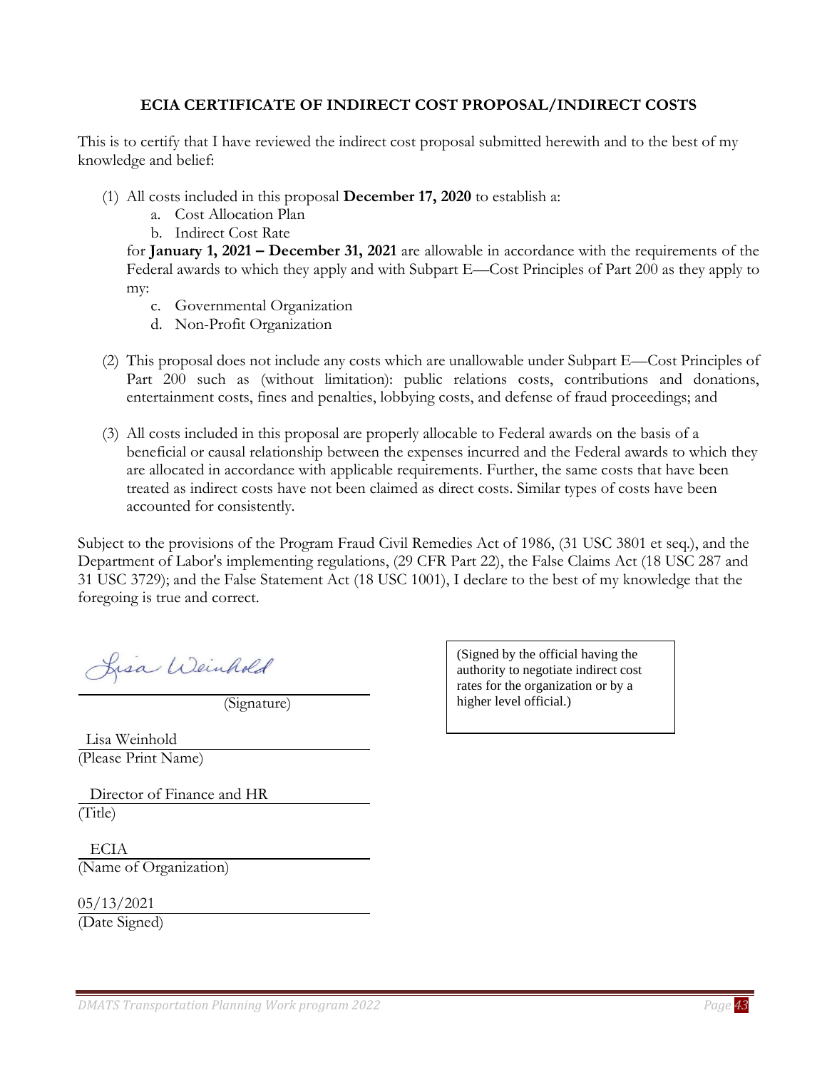## ECIA CERTIFICATE OF INDIRECT COST PROPOSAL/INDIRECT COSTS

This is to certify that I have reviewed the indirect cost proposal submitted herewith and to the best of my knowledge and belief:

(1) All costs included in this proposal **December 17, 2020** to establish a:
   a. Cost Allocation Plan
   b. Indirect Cost Rate

   for **January 1, 2021 – December 31, 2021** are allowable in accordance with the requirements of the Federal awards to which they apply and with Subpart E—Cost Principles of Part 200 as they apply to my:
   c. Governmental Organization
   d. Non-Profit Organization

(2) This proposal does not include any costs which are unallowable under Subpart E—Cost Principles of Part 200 such as (without limitation): public relations costs, contributions and donations, entertainment costs, fines and penalties, lobbying costs, and defense of fraud proceedings; and

(3) All costs included in this proposal are properly allocable to Federal awards on the basis of a beneficial or causal relationship between the expenses incurred and the Federal awards to which they are allocated in accordance with applicable requirements. Further, the same costs that have been treated as indirect costs have not been claimed as direct costs. Similar types of costs have been accounted for consistently.

Subject to the provisions of the Program Fraud Civil Remedies Act of 1986, (31 USC 3801 et seq.), and the Department of Labor's implementing regulations, (29 CFR Part 22), the False Claims Act (18 USC 287 and 31 USC 3729); and the False Statement Act (18 USC 1001), I declare to the best of my knowledge that the foregoing is true and correct.

Lisa Weinhold
(Signature)

(Signed by the official having the authority to negotiate indirect cost rates for the organization or by a higher level official.)

Lisa Weinhold
(Please Print Name)

Director of Finance and HR
(Title)

ECIA
(Name of Organization)

05/13/2021
(Date Signed)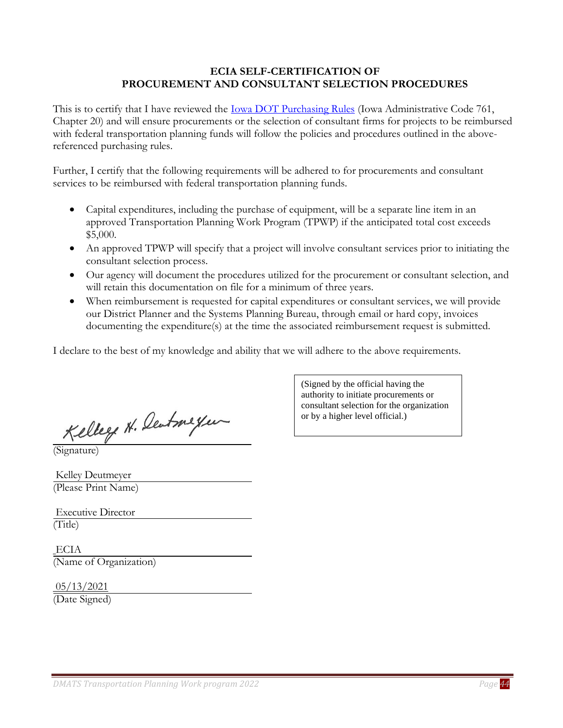**ECIA SELF-CERTIFICATION OF**
**PROCUREMENT AND CONSULTANT SELECTION PROCEDURES**

This is to certify that I have reviewed the [Iowa DOT Purchasing Rules] (Iowa Administrative Code 761, Chapter 20) and will ensure procurements or the selection of consultant firms for projects to be reimbursed with federal transportation planning funds will follow the policies and procedures outlined in the above-referenced purchasing rules.

Further, I certify that the following requirements will be adhered to for procurements and consultant services to be reimbursed with federal transportation planning funds.

- Capital expenditures, including the purchase of equipment, will be a separate line item in an approved Transportation Planning Work Program (TPWP) if the anticipated total cost exceeds $5,000.
- An approved TPWP will specify that a project will involve consultant services prior to initiating the consultant selection process.
- Our agency will document the procedures utilized for the procurement or consultant selection, and will retain this documentation on file for a minimum of three years.
- When reimbursement is requested for capital expenditures or consultant services, we will provide our District Planner and the Systems Planning Bureau, through email or hard copy, invoices documenting the expenditure(s) at the time the associated reimbursement request is submitted.

I declare to the best of my knowledge and ability that we will adhere to the above requirements.

(Signed by the official having the authority to initiate procurements or consultant selection for the organization or by a higher level official.)

Kelley H. Deutmeyer
(Signature)

Kelley Deutmeyer
(Please Print Name)

Executive Director
(Title)

ECIA
(Name of Organization)

05/13/2021
(Date Signed)